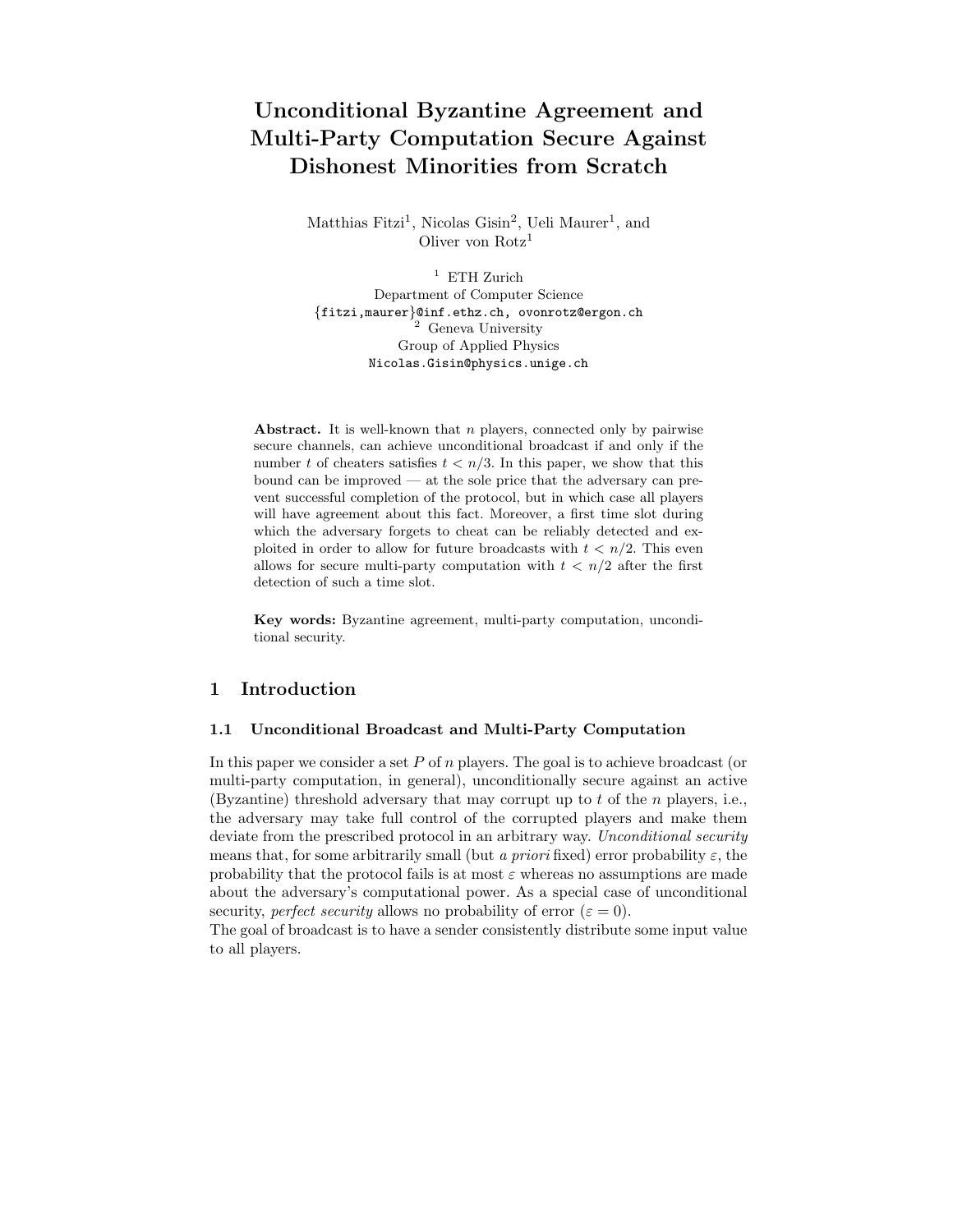# Unconditional Byzantine Agreement and Multi-Party Computation Secure Against Dishonest Minorities from Scratch

Matthias Fitzi[1], Nicolas Gisin[2], Ueli Maurer[1], and Oliver von Rotz[1]

[1] ETH Zurich
Department of Computer Science
{fitzi,maurer}@inf.ethz.ch, ovonrotz@ergon.ch

[2] Geneva University
Group of Applied Physics
Nicolas.Gisin@physics.unige.ch

**Abstract.** It is well-known that $n$ players, connected only by pairwise secure channels, can achieve unconditional broadcast if and only if the number $t$ of cheaters satisfies $t < n/3$. In this paper, we show that this bound can be improved — at the sole price that the adversary can prevent successful completion of the protocol, but in which case all players will have agreement about this fact. Moreover, a first time slot during which the adversary forgets to cheat can be reliably detected and exploited in order to allow for future broadcasts with $t < n/2$. This even allows for secure multi-party computation with $t < n/2$ after the first detection of such a time slot.

**Key words:** Byzantine agreement, multi-party computation, unconditional security.

## 1 Introduction

### 1.1 Unconditional Broadcast and Multi-Party Computation

In this paper we consider a set $P$ of $n$ players. The goal is to achieve broadcast (or multi-party computation, in general), unconditionally secure against an active (Byzantine) threshold adversary that may corrupt up to $t$ of the $n$ players, i.e., the adversary may take full control of the corrupted players and make them deviate from the prescribed protocol in an arbitrary way. *Unconditional security* means that, for some arbitrarily small (but *a priori* fixed) error probability $\varepsilon$, the probability that the protocol fails is at most $\varepsilon$ whereas no assumptions are made about the adversary's computational power. As a special case of unconditional security, *perfect security* allows no probability of error ($\varepsilon = 0$).
The goal of broadcast is to have a sender consistently distribute some input value to all players.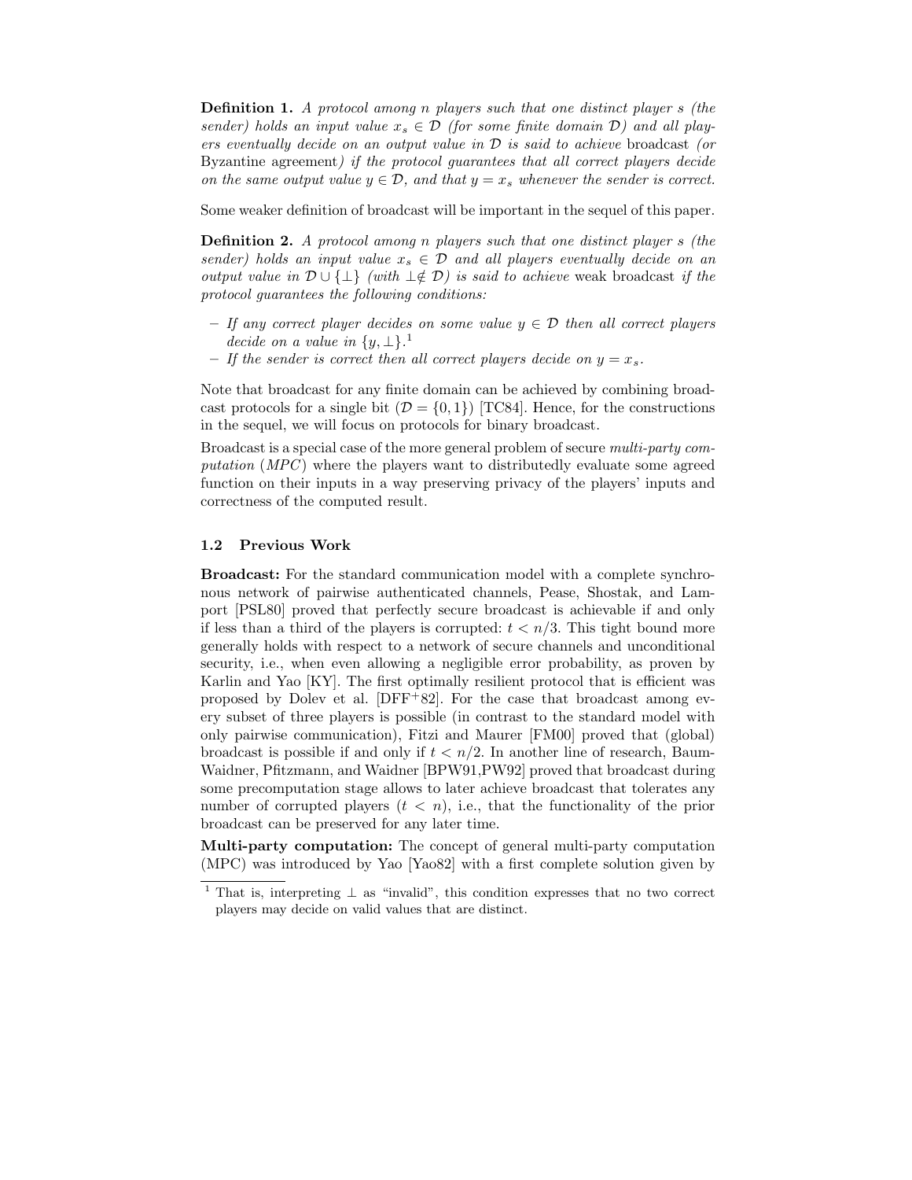**Definition 1.** *A protocol among n players such that one distinct player s (the sender) holds an input value $x_s \in \mathcal{D}$ (for some finite domain $\mathcal{D}$) and all players eventually decide on an output value in $\mathcal{D}$ is said to achieve* broadcast *(or* Byzantine agreement*) if the protocol guarantees that all correct players decide on the same output value $y \in \mathcal{D}$, and that $y = x_s$ whenever the sender is correct.*

Some weaker definition of broadcast will be important in the sequel of this paper.

**Definition 2.** *A protocol among n players such that one distinct player s (the sender) holds an input value $x_s \in \mathcal{D}$ and all players eventually decide on an output value in $\mathcal{D} \cup \{\bot\}$ (with $\bot \notin \mathcal{D}$) is said to achieve* weak broadcast *if the protocol guarantees the following conditions:*

- *If any correct player decides on some value $y \in \mathcal{D}$ then all correct players decide on a value in $\{y, \bot\}$.*[1]
- *If the sender is correct then all correct players decide on $y = x_s$.*

Note that broadcast for any finite domain can be achieved by combining broadcast protocols for a single bit ($\mathcal{D} = \{0, 1\}$) [TC84]. Hence, for the constructions in the sequel, we will focus on protocols for binary broadcast.

Broadcast is a special case of the more general problem of secure *multi-party computation* (*MPC*) where the players want to distributedly evaluate some agreed function on their inputs in a way preserving privacy of the players' inputs and correctness of the computed result.

### 1.2 Previous Work

**Broadcast:** For the standard communication model with a complete synchronous network of pairwise authenticated channels, Pease, Shostak, and Lamport [PSL80] proved that perfectly secure broadcast is achievable if and only if less than a third of the players is corrupted: $t < n/3$. This tight bound more generally holds with respect to a network of secure channels and unconditional security, i.e., when even allowing a negligible error probability, as proven by Karlin and Yao [KY]. The first optimally resilient protocol that is efficient was proposed by Dolev et al. [DFF+82]. For the case that broadcast among every subset of three players is possible (in contrast to the standard model with only pairwise communication), Fitzi and Maurer [FM00] proved that (global) broadcast is possible if and only if $t < n/2$. In another line of research, Baum-Waidner, Pfitzmann, and Waidner [BPW91,PW92] proved that broadcast during some precomputation stage allows to later achieve broadcast that tolerates any number of corrupted players ($t < n$), i.e., that the functionality of the prior broadcast can be preserved for any later time.

**Multi-party computation:** The concept of general multi-party computation (MPC) was introduced by Yao [Yao82] with a first complete solution given by

[1] That is, interpreting $\bot$ as "invalid", this condition expresses that no two correct players may decide on valid values that are distinct.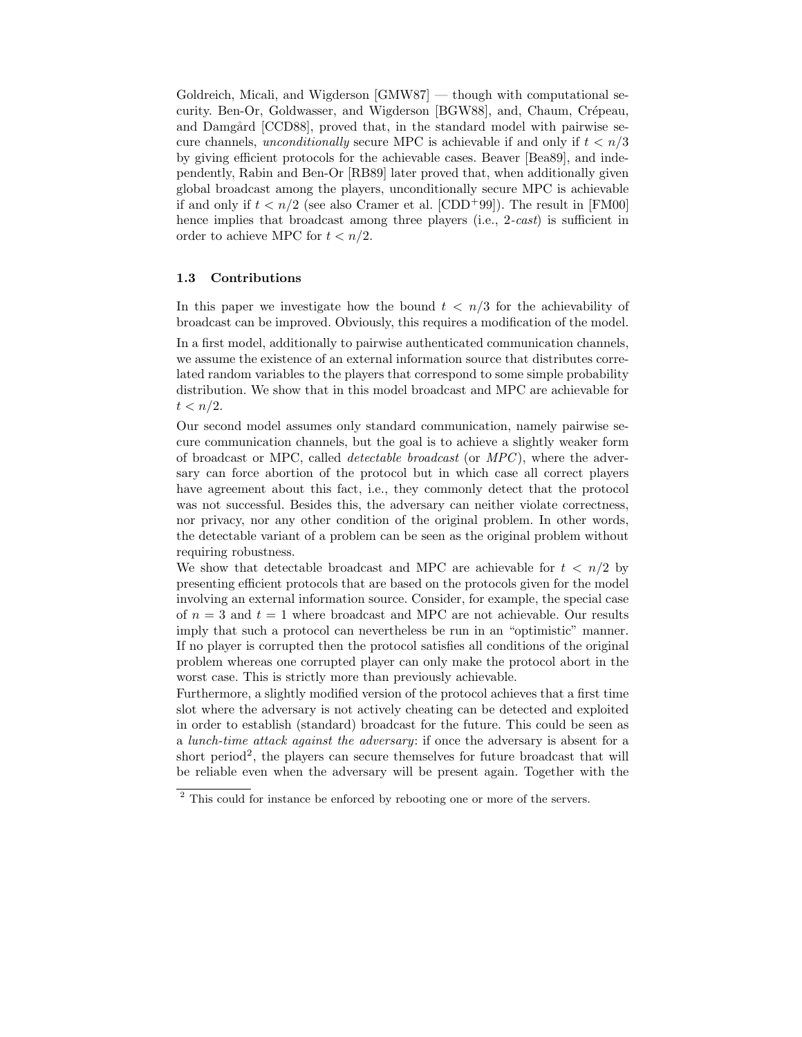Goldreich, Micali, and Wigderson [GMW87] — though with computational security. Ben-Or, Goldwasser, and Wigderson [BGW88], and, Chaum, Crépeau, and Damgård [CCD88], proved that, in the standard model with pairwise secure channels, *unconditionally* secure MPC is achievable if and only if $t < n/3$ by giving efficient protocols for the achievable cases. Beaver [Bea89], and independently, Rabin and Ben-Or [RB89] later proved that, when additionally given global broadcast among the players, unconditionally secure MPC is achievable if and only if $t < n/2$ (see also Cramer et al. [CDD+99]). The result in [FM00] hence implies that broadcast among three players (i.e., 2-*cast*) is sufficient in order to achieve MPC for $t < n/2$.

### 1.3 Contributions

In this paper we investigate how the bound $t < n/3$ for the achievability of broadcast can be improved. Obviously, this requires a modification of the model.

In a first model, additionally to pairwise authenticated communication channels, we assume the existence of an external information source that distributes correlated random variables to the players that correspond to some simple probability distribution. We show that in this model broadcast and MPC are achievable for $t < n/2$.

Our second model assumes only standard communication, namely pairwise secure communication channels, but the goal is to achieve a slightly weaker form of broadcast or MPC, called *detectable broadcast* (or *MPC*), where the adversary can force abortion of the protocol but in which case all correct players have agreement about this fact, i.e., they commonly detect that the protocol was not successful. Besides this, the adversary can neither violate correctness, nor privacy, nor any other condition of the original problem. In other words, the detectable variant of a problem can be seen as the original problem without requiring robustness.

We show that detectable broadcast and MPC are achievable for $t < n/2$ by presenting efficient protocols that are based on the protocols given for the model involving an external information source. Consider, for example, the special case of $n = 3$ and $t = 1$ where broadcast and MPC are not achievable. Our results imply that such a protocol can nevertheless be run in an "optimistic" manner. If no player is corrupted then the protocol satisfies all conditions of the original problem whereas one corrupted player can only make the protocol abort in the worst case. This is strictly more than previously achievable.

Furthermore, a slightly modified version of the protocol achieves that a first time slot where the adversary is not actively cheating can be detected and exploited in order to establish (standard) broadcast for the future. This could be seen as a *lunch-time attack against the adversary*: if once the adversary is absent for a short period[2], the players can secure themselves for future broadcast that will be reliable even when the adversary will be present again. Together with the

[2] This could for instance be enforced by rebooting one or more of the servers.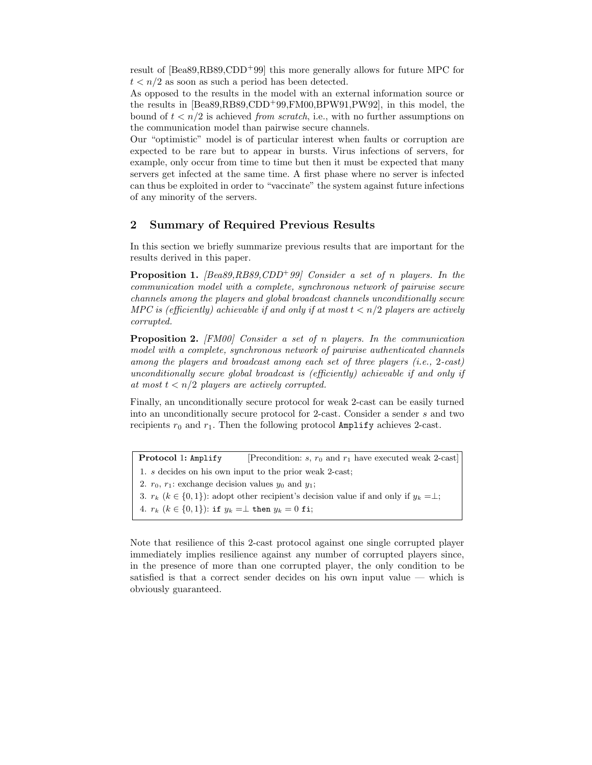result of [Bea89,RB89,CDD+99] this more generally allows for future MPC for $t < n/2$ as soon as such a period has been detected.

As opposed to the results in the model with an external information source or the results in [Bea89,RB89,CDD+99,FM00,BPW91,PW92], in this model, the bound of $t < n/2$ is achieved *from scratch*, i.e., with no further assumptions on the communication model than pairwise secure channels.

Our "optimistic" model is of particular interest when faults or corruption are expected to be rare but to appear in bursts. Virus infections of servers, for example, only occur from time to time but then it must be expected that many servers get infected at the same time. A first phase where no server is infected can thus be exploited in order to "vaccinate" the system against future infections of any minority of the servers.

## 2 Summary of Required Previous Results

In this section we briefly summarize previous results that are important for the results derived in this paper.

**Proposition 1.** *[Bea89,RB89,CDD+99] Consider a set of n players. In the communication model with a complete, synchronous network of pairwise secure channels among the players and global broadcast channels unconditionally secure MPC is (efficiently) achievable if and only if at most $t < n/2$ players are actively corrupted.*

**Proposition 2.** *[FM00] Consider a set of n players. In the communication model with a complete, synchronous network of pairwise authenticated channels among the players and broadcast among each set of three players (i.e., 2-cast) unconditionally secure global broadcast is (efficiently) achievable if and only if at most $t < n/2$ players are actively corrupted.*

Finally, an unconditionally secure protocol for weak 2-cast can be easily turned into an unconditionally secure protocol for 2-cast. Consider a sender $s$ and two recipients $r_0$ and $r_1$. Then the following protocol `Amplify` achieves 2-cast.

**Protocol 1: `Amplify`** [Precondition: $s$, $r_0$ and $r_1$ have executed weak 2-cast]

1. $s$ decides on his own input to the prior weak 2-cast;
2. $r_0$, $r_1$: exchange decision values $y_0$ and $y_1$;
3. $r_k$ ($k \in \{0,1\}$): adopt other recipient's decision value if and only if $y_k = \perp$;
4. $r_k$ ($k \in \{0,1\}$): `if` $y_k = \perp$ `then` $y_k = 0$ `fi`;

Note that resilience of this 2-cast protocol against one single corrupted player immediately implies resilience against any number of corrupted players since, in the presence of more than one corrupted player, the only condition to be satisfied is that a correct sender decides on his own input value — which is obviously guaranteed.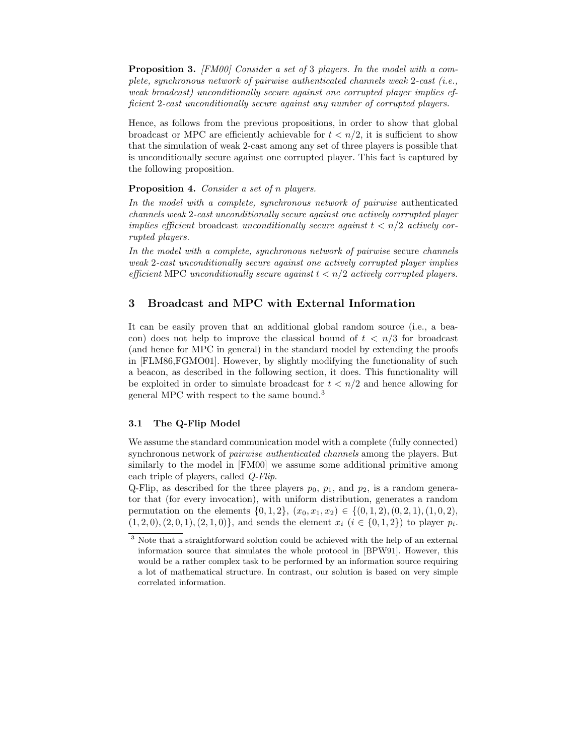**Proposition 3.** *[FM00] Consider a set of* 3 *players. In the model with a complete, synchronous network of pairwise authenticated channels weak* 2*-cast (i.e., weak broadcast) unconditionally secure against one corrupted player implies efficient* 2*-cast unconditionally secure against any number of corrupted players.*

Hence, as follows from the previous propositions, in order to show that global broadcast or MPC are efficiently achievable for $t < n/2$, it is sufficient to show that the simulation of weak 2-cast among any set of three players is possible that is unconditionally secure against one corrupted player. This fact is captured by the following proposition.

**Proposition 4.** *Consider a set of $n$ players.*

*In the model with a complete, synchronous network of pairwise* authenticated *channels weak* 2*-cast unconditionally secure against one actively corrupted player implies efficient* broadcast *unconditionally secure against $t < n/2$ actively corrupted players.*

*In the model with a complete, synchronous network of pairwise* secure *channels weak* 2*-cast unconditionally secure against one actively corrupted player implies efficient* MPC *unconditionally secure against $t < n/2$ actively corrupted players.*

## 3 Broadcast and MPC with External Information

It can be easily proven that an additional global random source (i.e., a beacon) does not help to improve the classical bound of $t < n/3$ for broadcast (and hence for MPC in general) in the standard model by extending the proofs in [FLM86,FGMO01]. However, by slightly modifying the functionality of such a beacon, as described in the following section, it does. This functionality will be exploited in order to simulate broadcast for $t < n/2$ and hence allowing for general MPC with respect to the same bound.[3]

### 3.1 The Q-Flip Model

We assume the standard communication model with a complete (fully connected) synchronous network of *pairwise authenticated channels* among the players. But similarly to the model in [FM00] we assume some additional primitive among each triple of players, called *Q-Flip*.

Q-Flip, as described for the three players $p_0$, $p_1$, and $p_2$, is a random generator that (for every invocation), with uniform distribution, generates a random permutation on the elements $\{0, 1, 2\}$, $(x_0, x_1, x_2) \in \{(0, 1, 2), (0, 2, 1), (1, 0, 2), (1, 2, 0), (2, 0, 1), (2, 1, 0)\}$, and sends the element $x_i$ ($i \in \{0, 1, 2\}$) to player $p_i$.

[3] Note that a straightforward solution could be achieved with the help of an external information source that simulates the whole protocol in [BPW91]. However, this would be a rather complex task to be performed by an information source requiring a lot of mathematical structure. In contrast, our solution is based on very simple correlated information.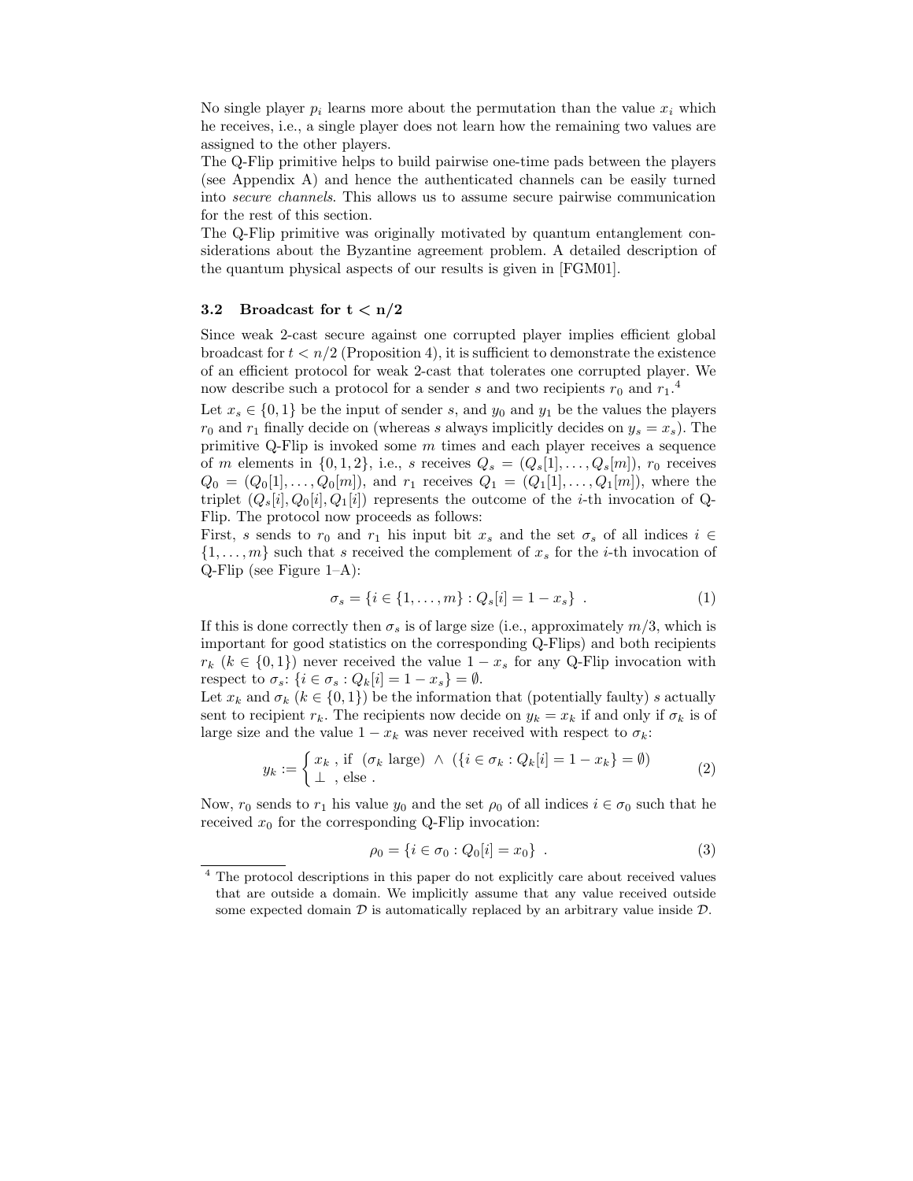No single player $p_i$ learns more about the permutation than the value $x_i$ which he receives, i.e., a single player does not learn how the remaining two values are assigned to the other players.

The Q-Flip primitive helps to build pairwise one-time pads between the players (see Appendix A) and hence the authenticated channels can be easily turned into *secure channels*. This allows us to assume secure pairwise communication for the rest of this section.

The Q-Flip primitive was originally motivated by quantum entanglement considerations about the Byzantine agreement problem. A detailed description of the quantum physical aspects of our results is given in [FGM01].

### 3.2 Broadcast for $t < n/2$

Since weak 2-cast secure against one corrupted player implies efficient global broadcast for $t < n/2$ (Proposition 4), it is sufficient to demonstrate the existence of an efficient protocol for weak 2-cast that tolerates one corrupted player. We now describe such a protocol for a sender $s$ and two recipients $r_0$ and $r_1$.[4]

Let $x_s \in \{0, 1\}$ be the input of sender $s$, and $y_0$ and $y_1$ be the values the players $r_0$ and $r_1$ finally decide on (whereas $s$ always implicitly decides on $y_s = x_s$). The primitive Q-Flip is invoked some $m$ times and each player receives a sequence of $m$ elements in $\{0, 1, 2\}$, i.e., $s$ receives $Q_s = (Q_s[1], \ldots, Q_s[m])$, $r_0$ receives $Q_0 = (Q_0[1], \ldots, Q_0[m])$, and $r_1$ receives $Q_1 = (Q_1[1], \ldots, Q_1[m])$, where the triplet $(Q_s[i], Q_0[i], Q_1[i])$ represents the outcome of the $i$-th invocation of Q-Flip. The protocol now proceeds as follows:

First, $s$ sends to $r_0$ and $r_1$ his input bit $x_s$ and the set $\sigma_s$ of all indices $i \in \{1, \ldots, m\}$ such that $s$ received the complement of $x_s$ for the $i$-th invocation of Q-Flip (see Figure 1–A):

$$\sigma_s = \{i \in \{1, \ldots, m\} : Q_s[i] = 1 - x_s\} \ . \tag{1}$$

If this is done correctly then $\sigma_s$ is of large size (i.e., approximately $m/3$, which is important for good statistics on the corresponding Q-Flips) and both recipients $r_k$ ($k \in \{0, 1\}$) never received the value $1 - x_s$ for any Q-Flip invocation with respect to $\sigma_s$: $\{i \in \sigma_s : Q_k[i] = 1 - x_s\} = \emptyset$.

Let $x_k$ and $\sigma_k$ ($k \in \{0, 1\}$) be the information that (potentially faulty) $s$ actually sent to recipient $r_k$. The recipients now decide on $y_k = x_k$ if and only if $\sigma_k$ is of large size and the value $1 - x_k$ was never received with respect to $\sigma_k$:

$$y_k := \begin{cases} x_k \ , \text{ if } \ (\sigma_k \text{ large}) \ \wedge \ (\{i \in \sigma_k : Q_k[i] = 1 - x_k\} = \emptyset) \\ \perp \ , \text{ else} \ . \end{cases} \tag{2}$$

Now, $r_0$ sends to $r_1$ his value $y_0$ and the set $\rho_0$ of all indices $i \in \sigma_0$ such that he received $x_0$ for the corresponding Q-Flip invocation:

$$\rho_0 = \{i \in \sigma_0 : Q_0[i] = x_0\} \ . \tag{3}$$

[4] The protocol descriptions in this paper do not explicitly care about received values that are outside a domain. We implicitly assume that any value received outside some expected domain $\mathcal{D}$ is automatically replaced by an arbitrary value inside $\mathcal{D}$.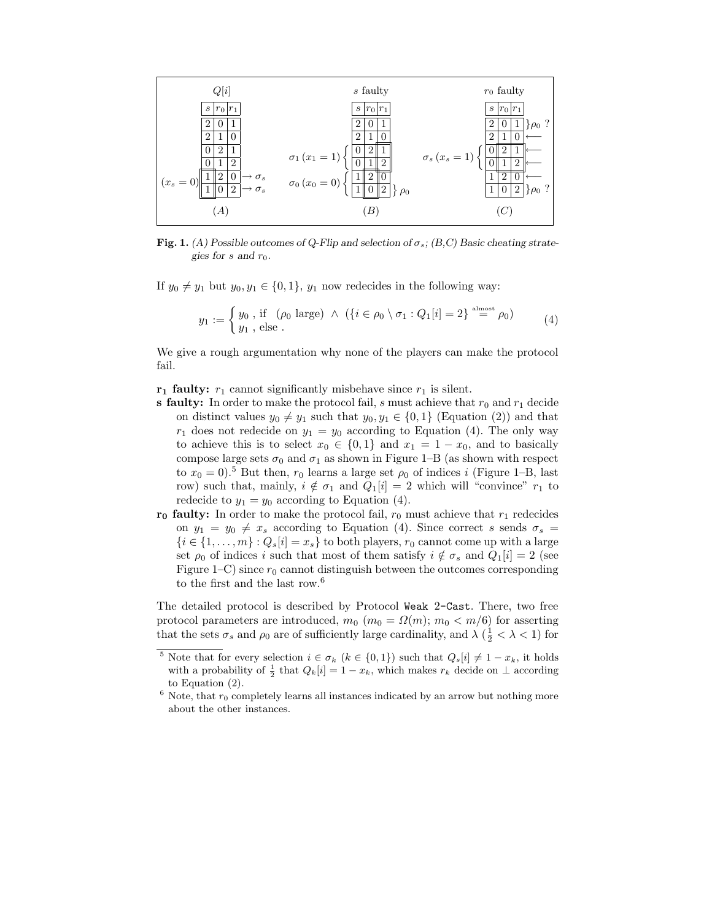| | $Q[i]$ | | | | $s$ faulty | | | | $r_0$ faulty | | | |
|---|---|---|---|---|---|---|---|---|---|---|---|---|
| | $s$ | $r_0$ | $r_1$ | | $s$ | $r_0$ | $r_1$ | | $s$ | $r_0$ | $r_1$ | |
| | 2 | 0 | 1 | | 2 | 0 | 1 | | 2 | 0 | 1 | $\}\rho_0$ ? |
| | 2 | 1 | 0 | | 2 | 1 | 0 | | 2 | 1 | 0 | $\longleftarrow$ |
| | 0 | 2 | 1 | $\sigma_1$ $(x_1 = 1)$ | 0 | 2 | 1 | $\sigma_s$ $(x_s = 1)$ | 0 | 2 | 1 | $\longleftarrow$ |
| | 0 | 1 | 2 | | 0 | 1 | 2 | | 0 | 1 | 2 | $\longleftarrow$ |
| $(x_s = 0)$ | 1 | 2 | 0 $\rightarrow \sigma_s$ | $\sigma_0$ $(x_0 = 0)$ | 1 | 2 | 0 | | 1 | 2 | 0 | $\longleftarrow$ |
| | 1 | 0 | 2 $\rightarrow \sigma_s$ | | 1 | 0 | 2 $\}\rho_0$ | | 1 | 0 | 2 | $\}\rho_0$ ? |
| | (A) | | | | (B) | | | | (C) | | | |

**Fig. 1.** *(A) Possible outcomes of Q-Flip and selection of $\sigma_s$; (B,C) Basic cheating strategies for $s$ and $r_0$.*

If $y_0 \neq y_1$ but $y_0, y_1 \in \{0,1\}$, $y_1$ now redecides in the following way:

$$y_1 := \begin{cases} y_0 \text{ , if } \ (\rho_0 \text{ large}) \ \wedge \ (\{i \in \rho_0 \setminus \sigma_1 : Q_1[i] = 2\} \overset{\text{almost}}{=} \rho_0) \\ y_1 \text{ , else .} \end{cases} \tag{4}$$

We give a rough argumentation why none of the players can make the protocol fail.

- **$\mathbf{r_1}$ faulty:** $r_1$ cannot significantly misbehave since $r_1$ is silent.
- **s faulty:** In order to make the protocol fail, $s$ must achieve that $r_0$ and $r_1$ decide on distinct values $y_0 \neq y_1$ such that $y_0, y_1 \in \{0,1\}$ (Equation (2)) and that $r_1$ does not redecide on $y_1 = y_0$ according to Equation (4). The only way to achieve this is to select $x_0 \in \{0,1\}$ and $x_1 = 1 - x_0$, and to basically compose large sets $\sigma_0$ and $\sigma_1$ as shown in Figure 1–B (as shown with respect to $x_0 = 0$).[5] But then, $r_0$ learns a large set $\rho_0$ of indices $i$ (Figure 1–B, last row) such that, mainly, $i \notin \sigma_1$ and $Q_1[i] = 2$ which will "convince" $r_1$ to redecide to $y_1 = y_0$ according to Equation (4).
- **$\mathbf{r_0}$ faulty:** In order to make the protocol fail, $r_0$ must achieve that $r_1$ redecides on $y_1 = y_0 \neq x_s$ according to Equation (4). Since correct $s$ sends $\sigma_s = \{i \in \{1,\ldots,m\} : Q_s[i] = x_s\}$ to both players, $r_0$ cannot come up with a large set $\rho_0$ of indices $i$ such that most of them satisfy $i \notin \sigma_s$ and $Q_1[i] = 2$ (see Figure 1–C) since $r_0$ cannot distinguish between the outcomes corresponding to the first and the last row.[6]

The detailed protocol is described by Protocol `Weak 2-Cast`. There, two free protocol parameters are introduced, $m_0$ ($m_0 = \Omega(m)$; $m_0 < m/6$) for asserting that the sets $\sigma_s$ and $\rho_0$ are of sufficiently large cardinality, and $\lambda$ ($\frac{1}{2} < \lambda < 1$) for

[5] Note that for every selection $i \in \sigma_k$ ($k \in \{0,1\}$) such that $Q_s[i] \neq 1 - x_k$, it holds with a probability of $\frac{1}{2}$ that $Q_k[i] = 1 - x_k$, which makes $r_k$ decide on $\perp$ according to Equation (2).

[6] Note, that $r_0$ completely learns all instances indicated by an arrow but nothing more about the other instances.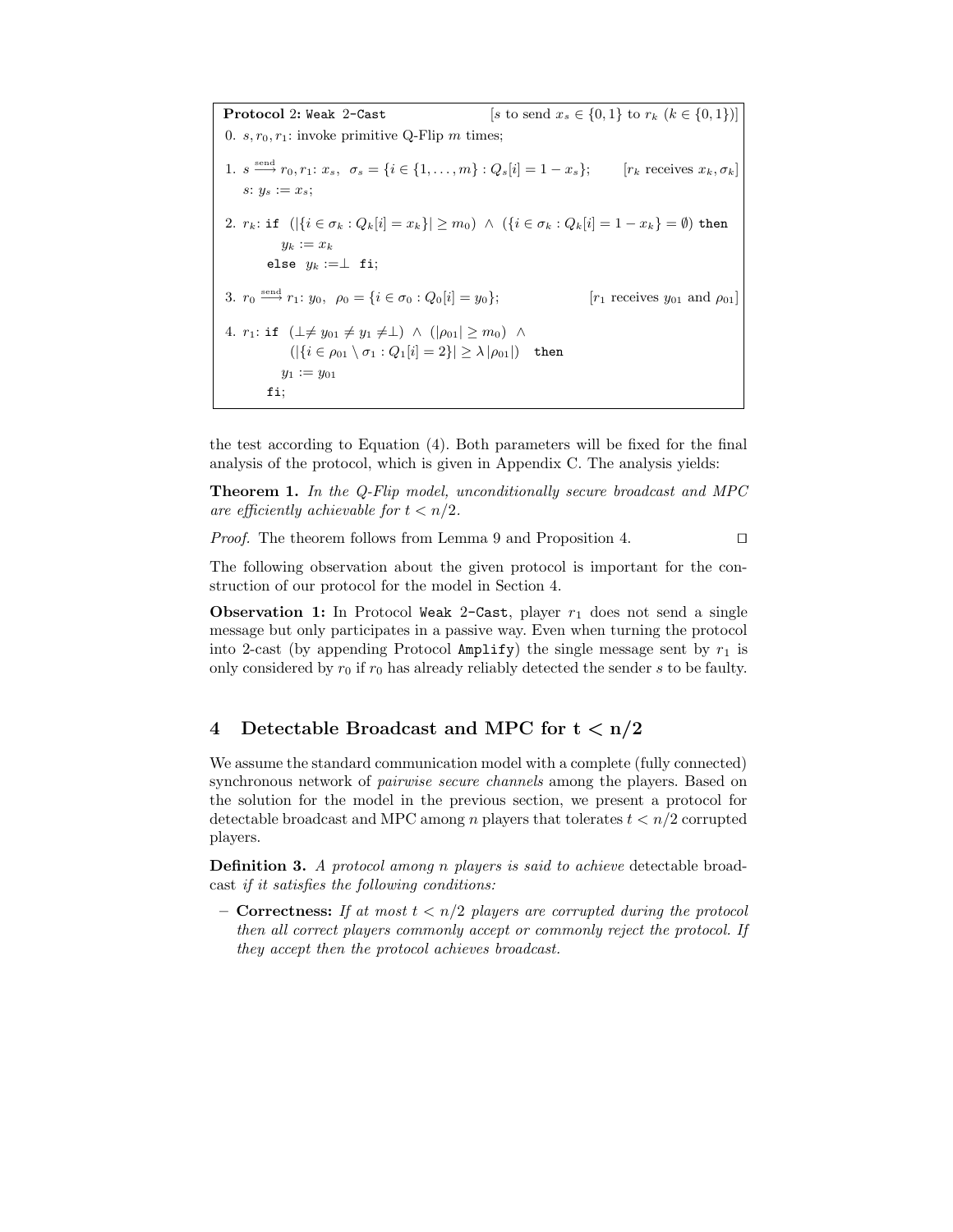```
Protocol 2: Weak 2-Cast                [s to send x_s ∈ {0,1} to r_k (k ∈ {0,1})]
0. s, r_0, r_1: invoke primitive Q-Flip m times;

1. s --send--> r_0, r_1: x_s,  σ_s = {i ∈ {1,...,m} : Q_s[i] = 1 − x_s};   [r_k receives x_k, σ_k]
   s: y_s := x_s;

2. r_k: if (|{i ∈ σ_k : Q_k[i] = x_k}| ≥ m_0) ∧ ({i ∈ σ_k : Q_k[i] = 1 − x_k} = ∅) then
          y_k := x_k
       else  y_k := ⊥  fi;

3. r_0 --send--> r_1: y_0,  ρ_0 = {i ∈ σ_0 : Q_0[i] = y_0};          [r_1 receives y_01 and ρ_01]

4. r_1: if (⊥ ≠ y_01 ≠ y_1 ≠ ⊥) ∧ (|ρ_01| ≥ m_0) ∧
          (|{i ∈ ρ_01 \ σ_1 : Q_1[i] = 2}| ≥ λ|ρ_01|)  then
        y_1 := y_01
       fi;
```

the test according to Equation (4). Both parameters will be fixed for the final analysis of the protocol, which is given in Appendix C. The analysis yields:

**Theorem 1.** *In the Q-Flip model, unconditionally secure broadcast and MPC are efficiently achievable for $t < n/2$.*

*Proof.* The theorem follows from Lemma 9 and Proposition 4. ◻

The following observation about the given protocol is important for the construction of our protocol for the model in Section 4.

**Observation 1:** In Protocol Weak 2-Cast, player $r_1$ does not send a single message but only participates in a passive way. Even when turning the protocol into 2-cast (by appending Protocol Amplify) the single message sent by $r_1$ is only considered by $r_0$ if $r_0$ has already reliably detected the sender $s$ to be faulty.

## 4 Detectable Broadcast and MPC for $t < n/2$

We assume the standard communication model with a complete (fully connected) synchronous network of *pairwise secure channels* among the players. Based on the solution for the model in the previous section, we present a protocol for detectable broadcast and MPC among $n$ players that tolerates $t < n/2$ corrupted players.

**Definition 3.** *A protocol among n players is said to achieve* detectable broadcast *if it satisfies the following conditions:*

- **Correctness:** *If at most $t < n/2$ players are corrupted during the protocol then all correct players commonly accept or commonly reject the protocol. If they accept then the protocol achieves broadcast.*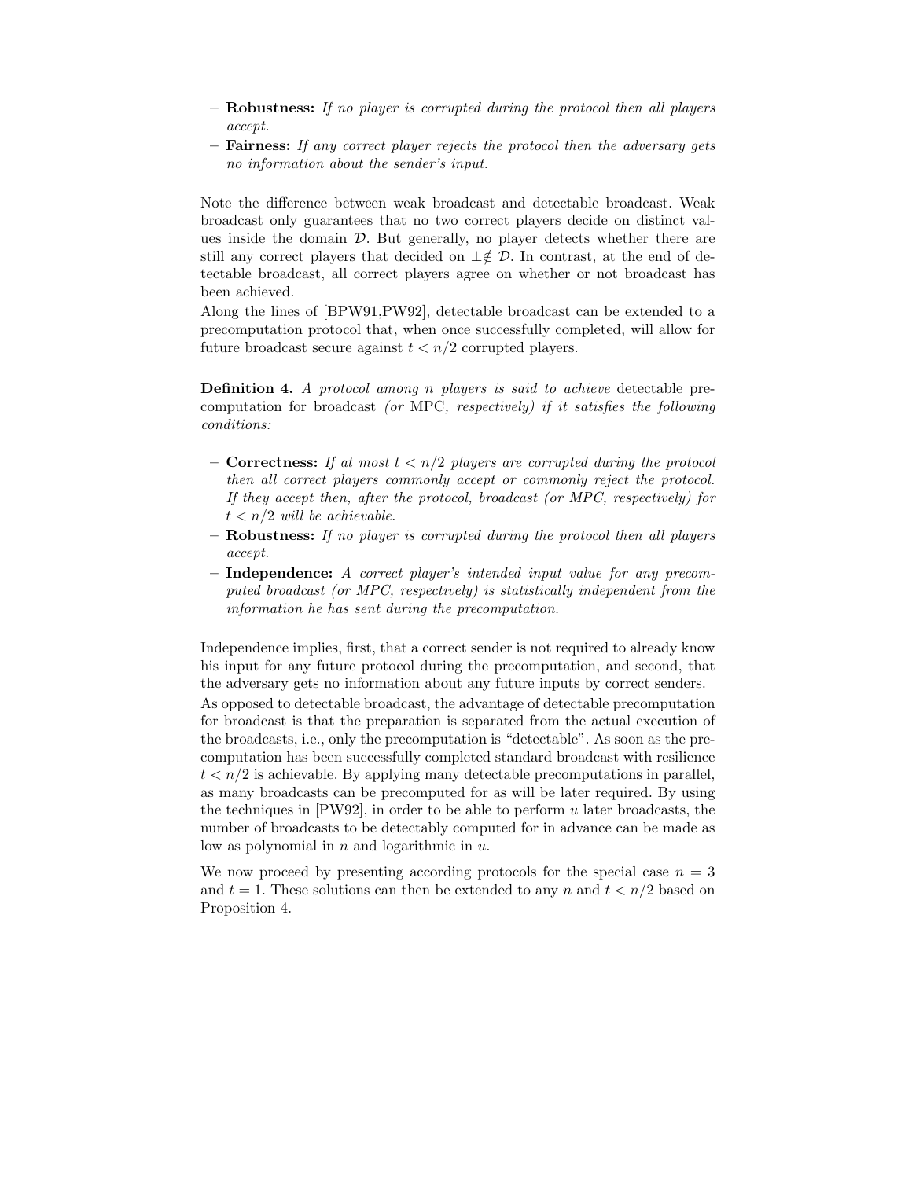– **Robustness:** *If no player is corrupted during the protocol then all players accept.*
– **Fairness:** *If any correct player rejects the protocol then the adversary gets no information about the sender's input.*

Note the difference between weak broadcast and detectable broadcast. Weak broadcast only guarantees that no two correct players decide on distinct values inside the domain $\mathcal{D}$. But generally, no player detects whether there are still any correct players that decided on $\perp \notin \mathcal{D}$. In contrast, at the end of detectable broadcast, all correct players agree on whether or not broadcast has been achieved.
Along the lines of [BPW91,PW92], detectable broadcast can be extended to a precomputation protocol that, when once successfully completed, will allow for future broadcast secure against $t < n/2$ corrupted players.

**Definition 4.** *A protocol among $n$ players is said to achieve* detectable precomputation for broadcast *(or* MPC*, respectively) if it satisfies the following conditions:*

– **Correctness:** *If at most $t < n/2$ players are corrupted during the protocol then all correct players commonly accept or commonly reject the protocol. If they accept then, after the protocol, broadcast (or MPC, respectively) for $t < n/2$ will be achievable.*
– **Robustness:** *If no player is corrupted during the protocol then all players accept.*
– **Independence:** *A correct player's intended input value for any precomputed broadcast (or MPC, respectively) is statistically independent from the information he has sent during the precomputation.*

Independence implies, first, that a correct sender is not required to already know his input for any future protocol during the precomputation, and second, that the adversary gets no information about any future inputs by correct senders.
As opposed to detectable broadcast, the advantage of detectable precomputation for broadcast is that the preparation is separated from the actual execution of the broadcasts, i.e., only the precomputation is "detectable". As soon as the precomputation has been successfully completed standard broadcast with resilience $t < n/2$ is achievable. By applying many detectable precomputations in parallel, as many broadcasts can be precomputed for as will be later required. By using the techniques in [PW92], in order to be able to perform $u$ later broadcasts, the number of broadcasts to be detectably computed for in advance can be made as low as polynomial in $n$ and logarithmic in $u$.

We now proceed by presenting according protocols for the special case $n = 3$ and $t = 1$. These solutions can then be extended to any $n$ and $t < n/2$ based on Proposition 4.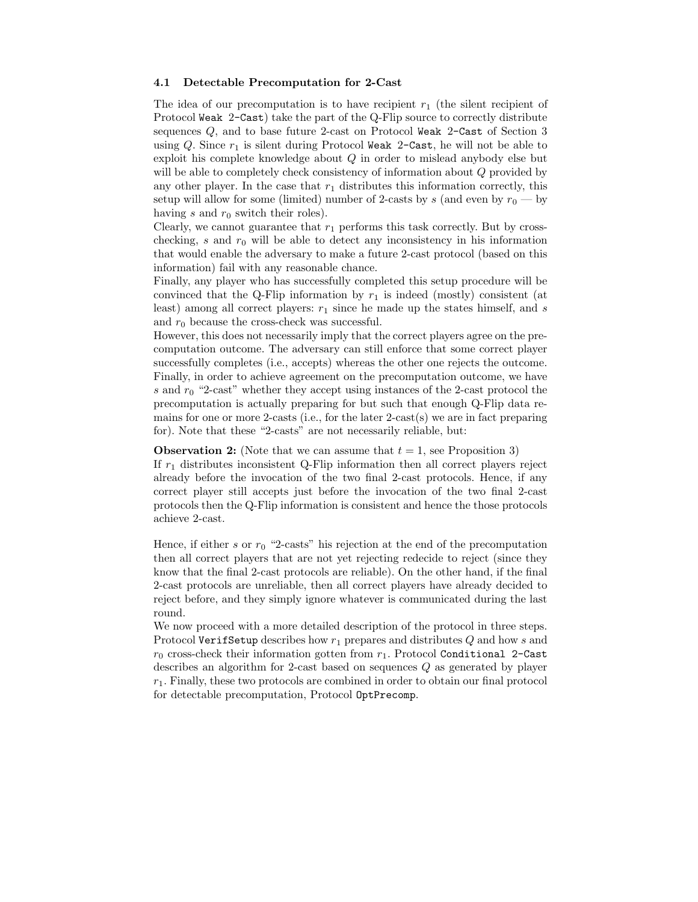### 4.1 Detectable Precomputation for 2-Cast

The idea of our precomputation is to have recipient $r_1$ (the silent recipient of Protocol `Weak 2-Cast`) take the part of the Q-Flip source to correctly distribute sequences $Q$, and to base future 2-cast on Protocol `Weak 2-Cast` of Section 3 using $Q$. Since $r_1$ is silent during Protocol `Weak 2-Cast`, he will not be able to exploit his complete knowledge about $Q$ in order to mislead anybody else but will be able to completely check consistency of information about $Q$ provided by any other player. In the case that $r_1$ distributes this information correctly, this setup will allow for some (limited) number of 2-casts by $s$ (and even by $r_0$ — by having $s$ and $r_0$ switch their roles).

Clearly, we cannot guarantee that $r_1$ performs this task correctly. But by cross-checking, $s$ and $r_0$ will be able to detect any inconsistency in his information that would enable the adversary to make a future 2-cast protocol (based on this information) fail with any reasonable chance.

Finally, any player who has successfully completed this setup procedure will be convinced that the Q-Flip information by $r_1$ is indeed (mostly) consistent (at least) among all correct players: $r_1$ since he made up the states himself, and $s$ and $r_0$ because the cross-check was successful.

However, this does not necessarily imply that the correct players agree on the precomputation outcome. The adversary can still enforce that some correct player successfully completes (i.e., accepts) whereas the other one rejects the outcome. Finally, in order to achieve agreement on the precomputation outcome, we have $s$ and $r_0$ "2-cast" whether they accept using instances of the 2-cast protocol the precomputation is actually preparing for but such that enough Q-Flip data remains for one or more 2-casts (i.e., for the later 2-cast(s) we are in fact preparing for). Note that these "2-casts" are not necessarily reliable, but:

**Observation 2:** (Note that we can assume that $t = 1$, see Proposition 3)
If $r_1$ distributes inconsistent Q-Flip information then all correct players reject already before the invocation of the two final 2-cast protocols. Hence, if any correct player still accepts just before the invocation of the two final 2-cast protocols then the Q-Flip information is consistent and hence the those protocols achieve 2-cast.

Hence, if either $s$ or $r_0$ "2-casts" his rejection at the end of the precomputation then all correct players that are not yet rejecting redecide to reject (since they know that the final 2-cast protocols are reliable). On the other hand, if the final 2-cast protocols are unreliable, then all correct players have already decided to reject before, and they simply ignore whatever is communicated during the last round.

We now proceed with a more detailed description of the protocol in three steps. Protocol `VerifSetup` describes how $r_1$ prepares and distributes $Q$ and how $s$ and $r_0$ cross-check their information gotten from $r_1$. Protocol `Conditional 2-Cast` describes an algorithm for 2-cast based on sequences $Q$ as generated by player $r_1$. Finally, these two protocols are combined in order to obtain our final protocol for detectable precomputation, Protocol `OptPrecomp`.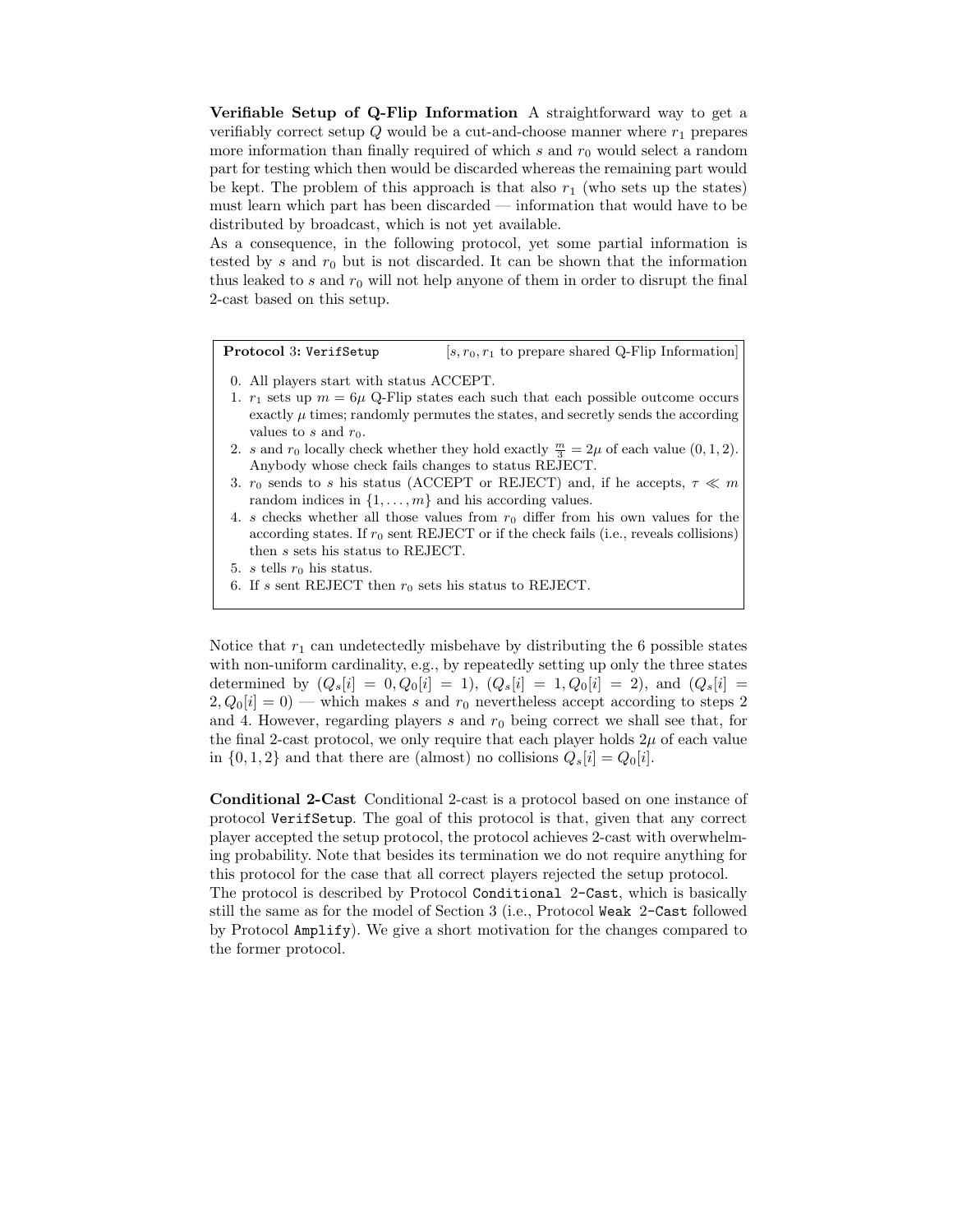**Verifiable Setup of Q-Flip Information** A straightforward way to get a verifiably correct setup $Q$ would be a cut-and-choose manner where $r_1$ prepares more information than finally required of which $s$ and $r_0$ would select a random part for testing which then would be discarded whereas the remaining part would be kept. The problem of this approach is that also $r_1$ (who sets up the states) must learn which part has been discarded — information that would have to be distributed by broadcast, which is not yet available.

As a consequence, in the following protocol, yet some partial information is tested by $s$ and $r_0$ but is not discarded. It can be shown that the information thus leaked to $s$ and $r_0$ will not help anyone of them in order to disrupt the final 2-cast based on this setup.

---

**Protocol** 3: `VerifSetup` [$s, r_0, r_1$ to prepare shared Q-Flip Information]

0. All players start with status ACCEPT.
1. $r_1$ sets up $m = 6\mu$ Q-Flip states each such that each possible outcome occurs exactly $\mu$ times; randomly permutes the states, and secretly sends the according values to $s$ and $r_0$.
2. $s$ and $r_0$ locally check whether they hold exactly $\frac{m}{3} = 2\mu$ of each value $(0, 1, 2)$. Anybody whose check fails changes to status REJECT.
3. $r_0$ sends to $s$ his status (ACCEPT or REJECT) and, if he accepts, $\tau \ll m$ random indices in $\{1, \ldots, m\}$ and his according values.
4. $s$ checks whether all those values from $r_0$ differ from his own values for the according states. If $r_0$ sent REJECT or if the check fails (i.e., reveals collisions) then $s$ sets his status to REJECT.
5. $s$ tells $r_0$ his status.
6. If $s$ sent REJECT then $r_0$ sets his status to REJECT.

---

Notice that $r_1$ can undetectedly misbehave by distributing the 6 possible states with non-uniform cardinality, e.g., by repeatedly setting up only the three states determined by $(Q_s[i] = 0, Q_0[i] = 1)$, $(Q_s[i] = 1, Q_0[i] = 2)$, and $(Q_s[i] = 2, Q_0[i] = 0)$ — which makes $s$ and $r_0$ nevertheless accept according to steps 2 and 4. However, regarding players $s$ and $r_0$ being correct we shall see that, for the final 2-cast protocol, we only require that each player holds $2\mu$ of each value in $\{0, 1, 2\}$ and that there are (almost) no collisions $Q_s[i] = Q_0[i]$.

**Conditional 2-Cast** Conditional 2-cast is a protocol based on one instance of protocol `VerifSetup`. The goal of this protocol is that, given that any correct player accepted the setup protocol, the protocol achieves 2-cast with overwhelming probability. Note that besides its termination we do not require anything for this protocol for the case that all correct players rejected the setup protocol.

The protocol is described by Protocol `Conditional 2-Cast`, which is basically still the same as for the model of Section 3 (i.e., Protocol `Weak 2-Cast` followed by Protocol `Amplify`). We give a short motivation for the changes compared to the former protocol.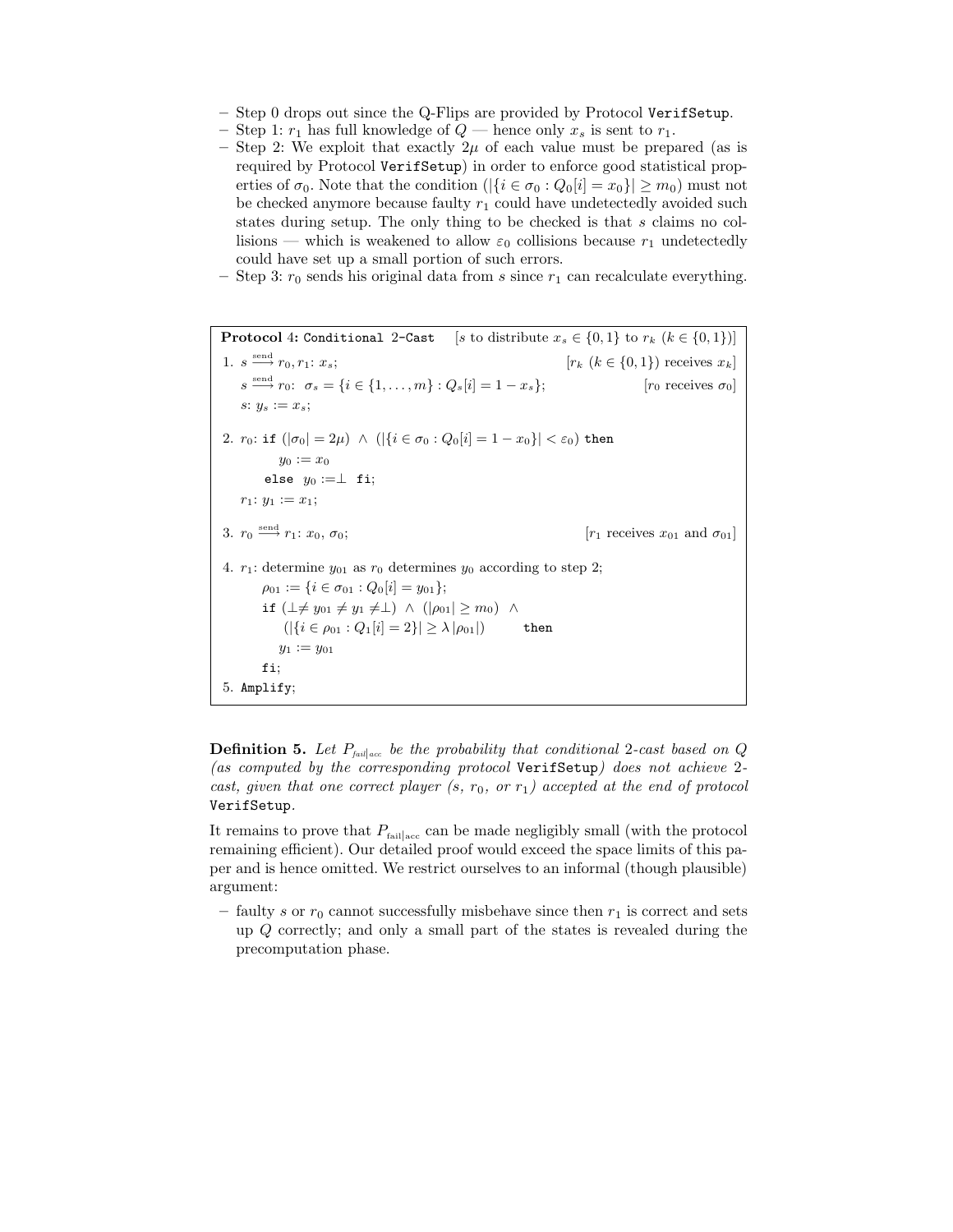– Step 0 drops out since the Q-Flips are provided by Protocol `VerifSetup`.
– Step 1: $r_1$ has full knowledge of $Q$ — hence only $x_s$ is sent to $r_1$.
– Step 2: We exploit that exactly $2\mu$ of each value must be prepared (as is required by Protocol `VerifSetup`) in order to enforce good statistical properties of $\sigma_0$. Note that the condition $(|\{i \in \sigma_0 : Q_0[i] = x_0\}| \geq m_0)$ must not be checked anymore because faulty $r_1$ could have undetectedly avoided such states during setup. The only thing to be checked is that $s$ claims no collisions — which is weakened to allow $\varepsilon_0$ collisions because $r_1$ undetectedly could have set up a small portion of such errors.
– Step 3: $r_0$ sends his original data from $s$ since $r_1$ can recalculate everything.

---

**Protocol 4: `Conditional 2-Cast`** [$s$ to distribute $x_s \in \{0,1\}$ to $r_k$ $(k \in \{0,1\})$]

1. $s \xrightarrow{\text{send}} r_0, r_1$: $x_s$; [$r_k$ $(k \in \{0,1\})$ receives $x_k$]
   $s \xrightarrow{\text{send}} r_0$: $\sigma_s = \{i \in \{1,\ldots,m\} : Q_s[i] = 1 - x_s\}$; [$r_0$ receives $\sigma_0$]
   $s$: $y_s := x_s$;

2. $r_0$: **if** $(|\sigma_0| = 2\mu) \wedge (|\{i \in \sigma_0 : Q_0[i] = 1 - x_0\}| < \varepsilon_0)$ **then**
   $y_0 := x_0$
   **else** $y_0 := \perp$ **fi**;
   $r_1$: $y_1 := x_1$;

3. $r_0 \xrightarrow{\text{send}} r_1$: $x_0$, $\sigma_0$; [$r_1$ receives $x_{01}$ and $\sigma_{01}$]

4. $r_1$: determine $y_{01}$ as $r_0$ determines $y_0$ according to step 2;
   $\rho_{01} := \{i \in \sigma_{01} : Q_0[i] = y_{01}\}$;
   **if** $(\perp \neq y_{01} \neq y_1 \neq \perp) \wedge (|\rho_{01}| \geq m_0) \wedge$
   $(|\{i \in \rho_{01} : Q_1[i] = 2\}| \geq \lambda\,|\rho_{01}|)$ **then**
   $y_1 := y_{01}$
   **fi**;

5. `Amplify`;

---

**Definition 5.** *Let $P_{fail|acc}$ be the probability that conditional 2-cast based on $Q$ (as computed by the corresponding protocol* `VerifSetup`*) does not achieve 2-cast, given that one correct player ($s$, $r_0$, or $r_1$) accepted at the end of protocol* `VerifSetup`.

It remains to prove that $P_{\text{fail|acc}}$ can be made negligibly small (with the protocol remaining efficient). Our detailed proof would exceed the space limits of this paper and is hence omitted. We restrict ourselves to an informal (though plausible) argument:

– faulty $s$ or $r_0$ cannot successfully misbehave since then $r_1$ is correct and sets up $Q$ correctly; and only a small part of the states is revealed during the precomputation phase.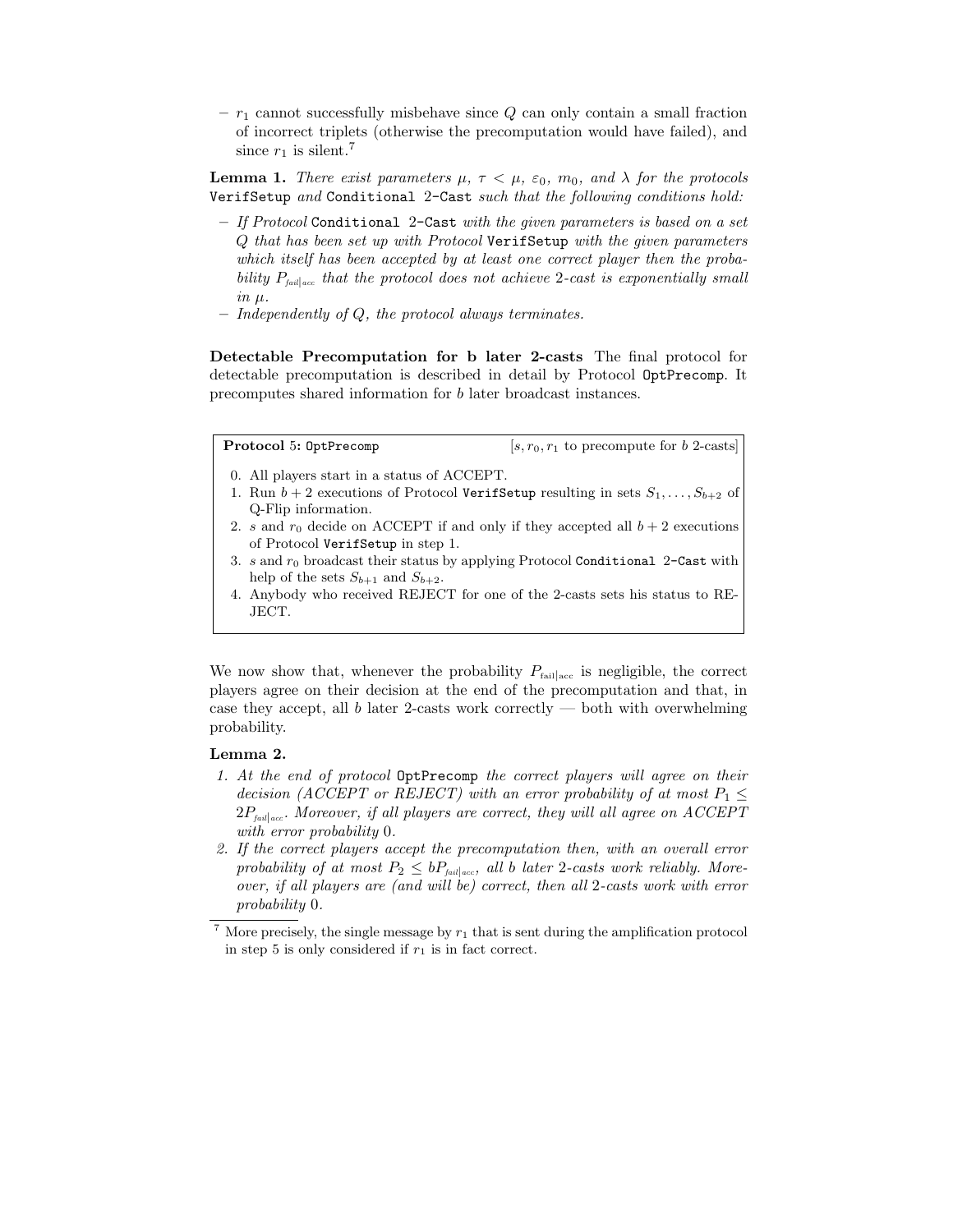- $r_1$ cannot successfully misbehave since $Q$ can only contain a small fraction of incorrect triplets (otherwise the precomputation would have failed), and since $r_1$ is silent.[7]

**Lemma 1.** *There exist parameters $\mu$, $\tau < \mu$, $\varepsilon_0$, $m_0$, and $\lambda$ for the protocols* `VerifSetup` *and* `Conditional 2-Cast` *such that the following conditions hold:*

- *If Protocol* `Conditional 2-Cast` *with the given parameters is based on a set $Q$ that has been set up with Protocol* `VerifSetup` *with the given parameters which itself has been accepted by at least one correct player then the probability $P_{fail|acc}$ that the protocol does not achieve 2-cast is exponentially small in $\mu$.*
- *Independently of $Q$, the protocol always terminates.*

**Detectable Precomputation for b later 2-casts** The final protocol for detectable precomputation is described in detail by Protocol `OptPrecomp`. It precomputes shared information for $b$ later broadcast instances.

---

**Protocol 5:** `OptPrecomp` [$s, r_0, r_1$ to precompute for $b$ 2-casts]

0. All players start in a status of ACCEPT.
1. Run $b + 2$ executions of Protocol `VerifSetup` resulting in sets $S_1, \ldots, S_{b+2}$ of Q-Flip information.
2. $s$ and $r_0$ decide on ACCEPT if and only if they accepted all $b + 2$ executions of Protocol `VerifSetup` in step 1.
3. $s$ and $r_0$ broadcast their status by applying Protocol `Conditional 2-Cast` with help of the sets $S_{b+1}$ and $S_{b+2}$.
4. Anybody who received REJECT for one of the 2-casts sets his status to REJECT.

---

We now show that, whenever the probability $P_{\text{fail|acc}}$ is negligible, the correct players agree on their decision at the end of the precomputation and that, in case they accept, all $b$ later 2-casts work correctly — both with overwhelming probability.

**Lemma 2.**

1. *At the end of protocol* `OptPrecomp` *the correct players will agree on their decision (ACCEPT or REJECT) with an error probability of at most $P_1 \leq 2P_{fail|acc}$. Moreover, if all players are correct, they will all agree on ACCEPT with error probability 0.*
2. *If the correct players accept the precomputation then, with an overall error probability of at most $P_2 \leq bP_{fail|acc}$, all $b$ later 2-casts work reliably. Moreover, if all players are (and will be) correct, then all 2-casts work with error probability 0.*

[7] More precisely, the single message by $r_1$ that is sent during the amplification protocol in step 5 is only considered if $r_1$ is in fact correct.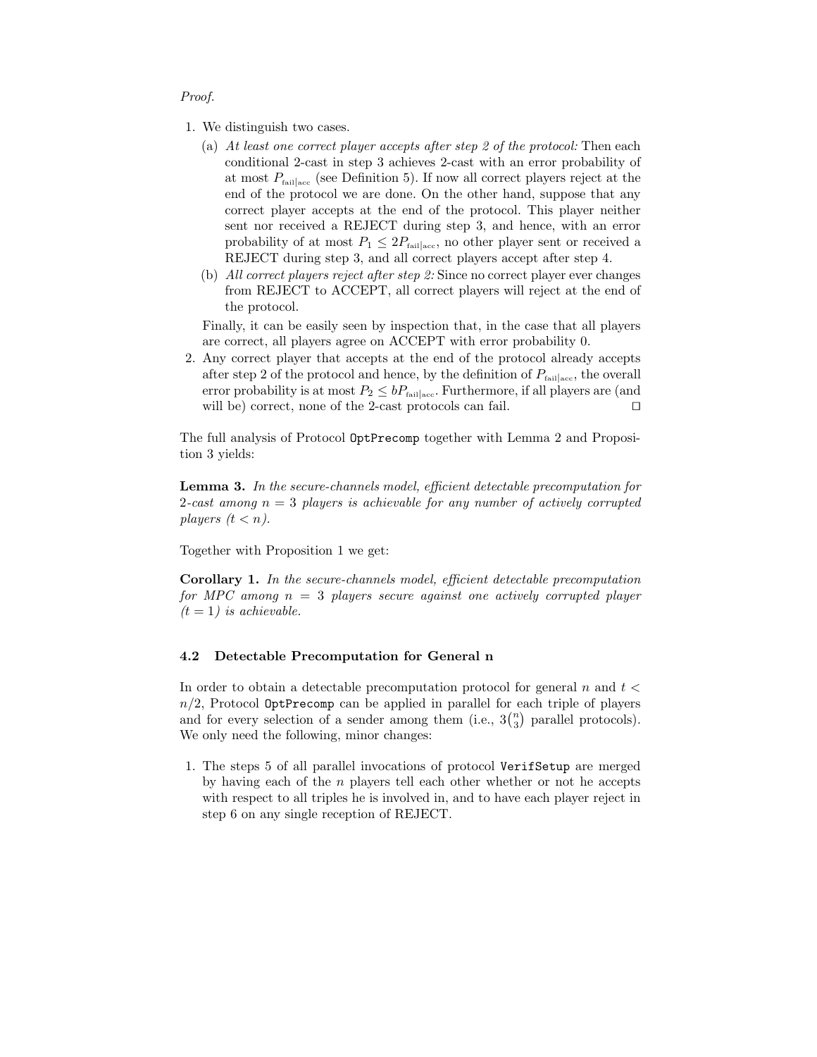*Proof.*

1. We distinguish two cases.
   (a) *At least one correct player accepts after step 2 of the protocol:* Then each conditional 2-cast in step 3 achieves 2-cast with an error probability of at most $P_{\text{fail|acc}}$ (see Definition 5). If now all correct players reject at the end of the protocol we are done. On the other hand, suppose that any correct player accepts at the end of the protocol. This player neither sent nor received a REJECT during step 3, and hence, with an error probability of at most $P_1 \leq 2P_{\text{fail|acc}}$, no other player sent or received a REJECT during step 3, and all correct players accept after step 4.
   (b) *All correct players reject after step 2:* Since no correct player ever changes from REJECT to ACCEPT, all correct players will reject at the end of the protocol.

   Finally, it can be easily seen by inspection that, in the case that all players are correct, all players agree on ACCEPT with error probability 0.
2. Any correct player that accepts at the end of the protocol already accepts after step 2 of the protocol and hence, by the definition of $P_{\text{fail|acc}}$, the overall error probability is at most $P_2 \leq bP_{\text{fail|acc}}$. Furthermore, if all players are (and will be) correct, none of the 2-cast protocols can fail. □

The full analysis of Protocol `OptPrecomp` together with Lemma 2 and Proposition 3 yields:

**Lemma 3.** *In the secure-channels model, efficient detectable precomputation for 2-cast among $n = 3$ players is achievable for any number of actively corrupted players ($t < n$).*

Together with Proposition 1 we get:

**Corollary 1.** *In the secure-channels model, efficient detectable precomputation for MPC among $n = 3$ players secure against one actively corrupted player ($t = 1$) is achievable.*

### 4.2 Detectable Precomputation for General n

In order to obtain a detectable precomputation protocol for general $n$ and $t < n/2$, Protocol `OptPrecomp` can be applied in parallel for each triple of players and for every selection of a sender among them (i.e., $3\binom{n}{3}$ parallel protocols). We only need the following, minor changes:

1. The steps 5 of all parallel invocations of protocol `VerifSetup` are merged by having each of the $n$ players tell each other whether or not he accepts with respect to all triples he is involved in, and to have each player reject in step 6 on any single reception of REJECT.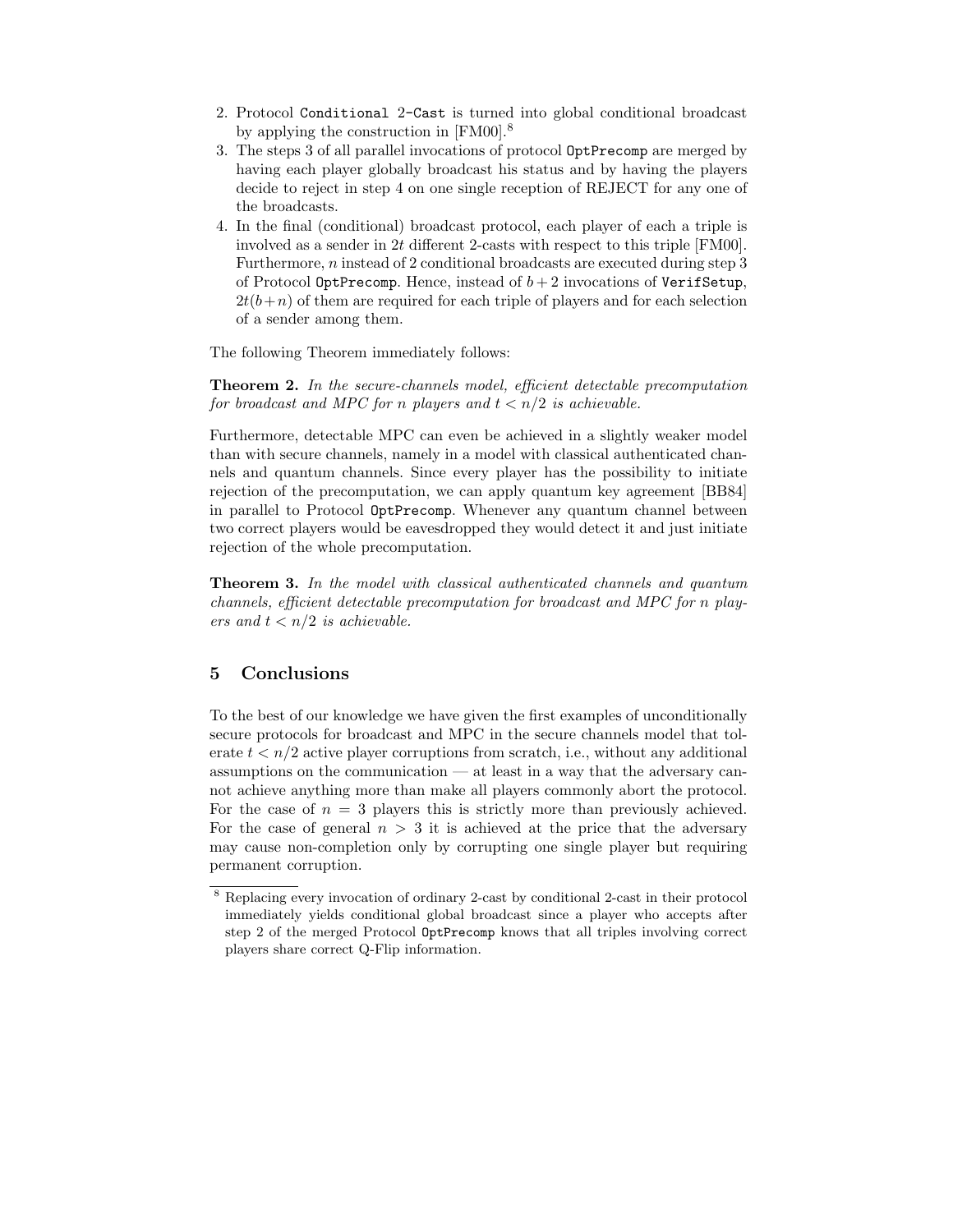2. Protocol `Conditional 2-Cast` is turned into global conditional broadcast by applying the construction in [FM00].[8]
3. The steps 3 of all parallel invocations of protocol `OptPrecomp` are merged by having each player globally broadcast his status and by having the players decide to reject in step 4 on one single reception of REJECT for any one of the broadcasts.
4. In the final (conditional) broadcast protocol, each player of each a triple is involved as a sender in $2t$ different 2-casts with respect to this triple [FM00]. Furthermore, $n$ instead of 2 conditional broadcasts are executed during step 3 of Protocol `OptPrecomp`. Hence, instead of $b+2$ invocations of `VerifSetup`, $2t(b+n)$ of them are required for each triple of players and for each selection of a sender among them.

The following Theorem immediately follows:

**Theorem 2.** *In the secure-channels model, efficient detectable precomputation for broadcast and MPC for $n$ players and $t < n/2$ is achievable.*

Furthermore, detectable MPC can even be achieved in a slightly weaker model than with secure channels, namely in a model with classical authenticated channels and quantum channels. Since every player has the possibility to initiate rejection of the precomputation, we can apply quantum key agreement [BB84] in parallel to Protocol `OptPrecomp`. Whenever any quantum channel between two correct players would be eavesdropped they would detect it and just initiate rejection of the whole precomputation.

**Theorem 3.** *In the model with classical authenticated channels and quantum channels, efficient detectable precomputation for broadcast and MPC for $n$ players and $t < n/2$ is achievable.*

## 5 Conclusions

To the best of our knowledge we have given the first examples of unconditionally secure protocols for broadcast and MPC in the secure channels model that tolerate $t < n/2$ active player corruptions from scratch, i.e., without any additional assumptions on the communication — at least in a way that the adversary cannot achieve anything more than make all players commonly abort the protocol. For the case of $n = 3$ players this is strictly more than previously achieved. For the case of general $n > 3$ it is achieved at the price that the adversary may cause non-completion only by corrupting one single player but requiring permanent corruption.

[8] Replacing every invocation of ordinary 2-cast by conditional 2-cast in their protocol immediately yields conditional global broadcast since a player who accepts after step 2 of the merged Protocol `OptPrecomp` knows that all triples involving correct players share correct Q-Flip information.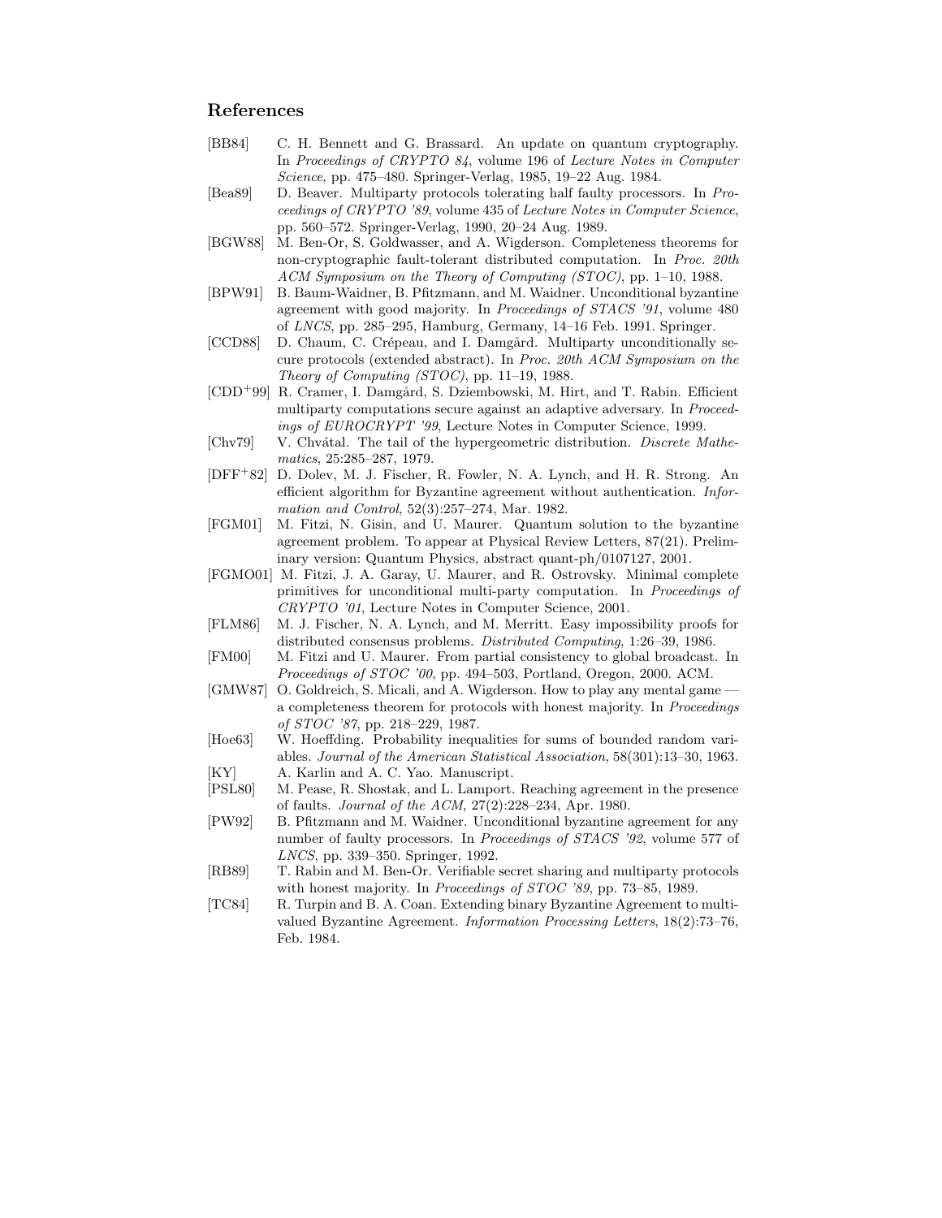## References

[BB84] C. H. Bennett and G. Brassard. An update on quantum cryptography. In *Proceedings of CRYPTO 84*, volume 196 of *Lecture Notes in Computer Science*, pp. 475–480. Springer-Verlag, 1985, 19–22 Aug. 1984.

[Bea89] D. Beaver. Multiparty protocols tolerating half faulty processors. In *Proceedings of CRYPTO '89*, volume 435 of *Lecture Notes in Computer Science*, pp. 560–572. Springer-Verlag, 1990, 20–24 Aug. 1989.

[BGW88] M. Ben-Or, S. Goldwasser, and A. Wigderson. Completeness theorems for non-cryptographic fault-tolerant distributed computation. In *Proc. 20th ACM Symposium on the Theory of Computing (STOC)*, pp. 1–10, 1988.

[BPW91] B. Baum-Waidner, B. Pfitzmann, and M. Waidner. Unconditional byzantine agreement with good majority. In *Proceedings of STACS '91*, volume 480 of *LNCS*, pp. 285–295, Hamburg, Germany, 14–16 Feb. 1991. Springer.

[CCD88] D. Chaum, C. Crépeau, and I. Damgård. Multiparty unconditionally secure protocols (extended abstract). In *Proc. 20th ACM Symposium on the Theory of Computing (STOC)*, pp. 11–19, 1988.

[CDD+99] R. Cramer, I. Damgård, S. Dziembowski, M. Hirt, and T. Rabin. Efficient multiparty computations secure against an adaptive adversary. In *Proceedings of EUROCRYPT '99*, Lecture Notes in Computer Science, 1999.

[Chv79] V. Chvátal. The tail of the hypergeometric distribution. *Discrete Mathematics*, 25:285–287, 1979.

[DFF+82] D. Dolev, M. J. Fischer, R. Fowler, N. A. Lynch, and H. R. Strong. An efficient algorithm for Byzantine agreement without authentication. *Information and Control*, 52(3):257–274, Mar. 1982.

[FGM01] M. Fitzi, N. Gisin, and U. Maurer. Quantum solution to the byzantine agreement problem. To appear at Physical Review Letters, 87(21). Preliminary version: Quantum Physics, abstract quant-ph/0107127, 2001.

[FGMO01] M. Fitzi, J. A. Garay, U. Maurer, and R. Ostrovsky. Minimal complete primitives for unconditional multi-party computation. In *Proceedings of CRYPTO '01*, Lecture Notes in Computer Science, 2001.

[FLM86] M. J. Fischer, N. A. Lynch, and M. Merritt. Easy impossibility proofs for distributed consensus problems. *Distributed Computing*, 1:26–39, 1986.

[FM00] M. Fitzi and U. Maurer. From partial consistency to global broadcast. In *Proceedings of STOC '00*, pp. 494–503, Portland, Oregon, 2000. ACM.

[GMW87] O. Goldreich, S. Micali, and A. Wigderson. How to play any mental game — a completeness theorem for protocols with honest majority. In *Proceedings of STOC '87*, pp. 218–229, 1987.

[Hoe63] W. Hoeffding. Probability inequalities for sums of bounded random variables. *Journal of the American Statistical Association*, 58(301):13–30, 1963.

[KY] A. Karlin and A. C. Yao. Manuscript.

[PSL80] M. Pease, R. Shostak, and L. Lamport. Reaching agreement in the presence of faults. *Journal of the ACM*, 27(2):228–234, Apr. 1980.

[PW92] B. Pfitzmann and M. Waidner. Unconditional byzantine agreement for any number of faulty processors. In *Proceedings of STACS '92*, volume 577 of *LNCS*, pp. 339–350. Springer, 1992.

[RB89] T. Rabin and M. Ben-Or. Verifiable secret sharing and multiparty protocols with honest majority. In *Proceedings of STOC '89*, pp. 73–85, 1989.

[TC84] R. Turpin and B. A. Coan. Extending binary Byzantine Agreement to multivalued Byzantine Agreement. *Information Processing Letters*, 18(2):73–76, Feb. 1984.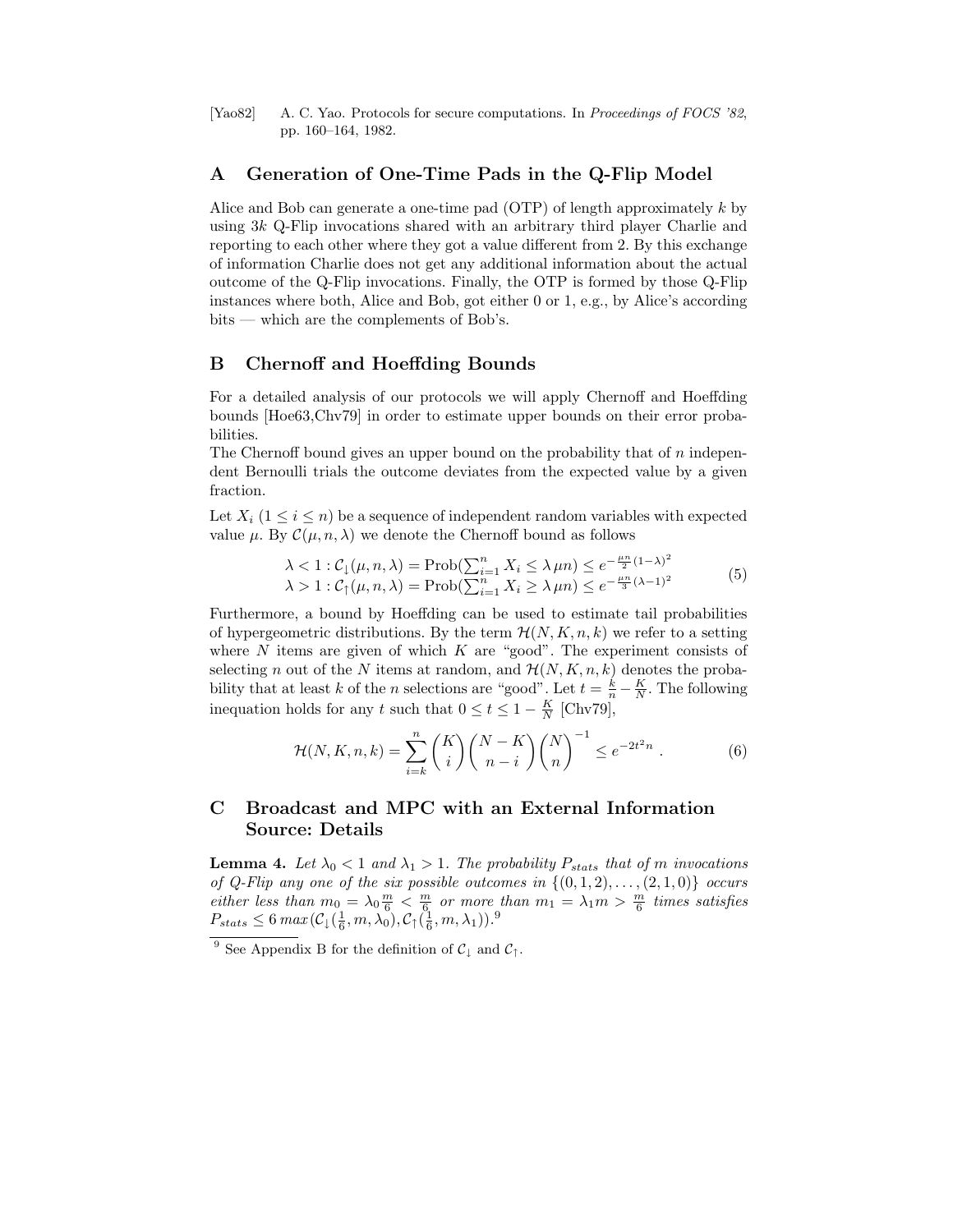[Yao82] A. C. Yao. Protocols for secure computations. In *Proceedings of FOCS '82*, pp. 160–164, 1982.

## A Generation of One-Time Pads in the Q-Flip Model

Alice and Bob can generate a one-time pad (OTP) of length approximately $k$ by using $3k$ Q-Flip invocations shared with an arbitrary third player Charlie and reporting to each other where they got a value different from 2. By this exchange of information Charlie does not get any additional information about the actual outcome of the Q-Flip invocations. Finally, the OTP is formed by those Q-Flip instances where both, Alice and Bob, got either 0 or 1, e.g., by Alice's according bits — which are the complements of Bob's.

## B Chernoff and Hoeffding Bounds

For a detailed analysis of our protocols we will apply Chernoff and Hoeffding bounds [Hoe63,Chv79] in order to estimate upper bounds on their error probabilities.

The Chernoff bound gives an upper bound on the probability that of $n$ independent Bernoulli trials the outcome deviates from the expected value by a given fraction.

Let $X_i$ $(1 \leq i \leq n)$ be a sequence of independent random variables with expected value $\mu$. By $\mathcal{C}(\mu, n, \lambda)$ we denote the Chernoff bound as follows

$$
\begin{array}{l}
\lambda < 1 : \mathcal{C}_{\downarrow}(\mu, n, \lambda) = \text{Prob}(\sum_{i=1}^{n} X_i \leq \lambda \mu n) \leq e^{-\frac{\mu n}{2}(1-\lambda)^2} \\
\lambda > 1 : \mathcal{C}_{\uparrow}(\mu, n, \lambda) = \text{Prob}(\sum_{i=1}^{n} X_i \geq \lambda \mu n) \leq e^{-\frac{\mu n}{3}(\lambda-1)^2}
\end{array}
\qquad (5)
$$

Furthermore, a bound by Hoeffding can be used to estimate tail probabilities of hypergeometric distributions. By the term $\mathcal{H}(N, K, n, k)$ we refer to a setting where $N$ items are given of which $K$ are "good". The experiment consists of selecting $n$ out of the $N$ items at random, and $\mathcal{H}(N, K, n, k)$ denotes the probability that at least $k$ of the $n$ selections are "good". Let $t = \frac{k}{n} - \frac{K}{N}$. The following inequation holds for any $t$ such that $0 \leq t \leq 1 - \frac{K}{N}$ [Chv79],

$$
\mathcal{H}(N, K, n, k) = \sum_{i=k}^{n} \binom{K}{i} \binom{N-K}{n-i} \binom{N}{n}^{-1} \leq e^{-2t^2 n} \ . \qquad (6)
$$

## C Broadcast and MPC with an External Information Source: Details

**Lemma 4.** *Let $\lambda_0 < 1$ and $\lambda_1 > 1$. The probability $P_{stats}$ that of $m$ invocations of Q-Flip any one of the six possible outcomes in $\{(0,1,2), \ldots, (2,1,0)\}$ occurs either less than $m_0 = \lambda_0 \frac{m}{6} < \frac{m}{6}$ or more than $m_1 = \lambda_1 m > \frac{m}{6}$ times satisfies $P_{stats} \leq 6\, max(\mathcal{C}_{\downarrow}(\frac{1}{6}, m, \lambda_0), \mathcal{C}_{\uparrow}(\frac{1}{6}, m, \lambda_1))$.*[9]

[9] See Appendix B for the definition of $\mathcal{C}_{\downarrow}$ and $\mathcal{C}_{\uparrow}$.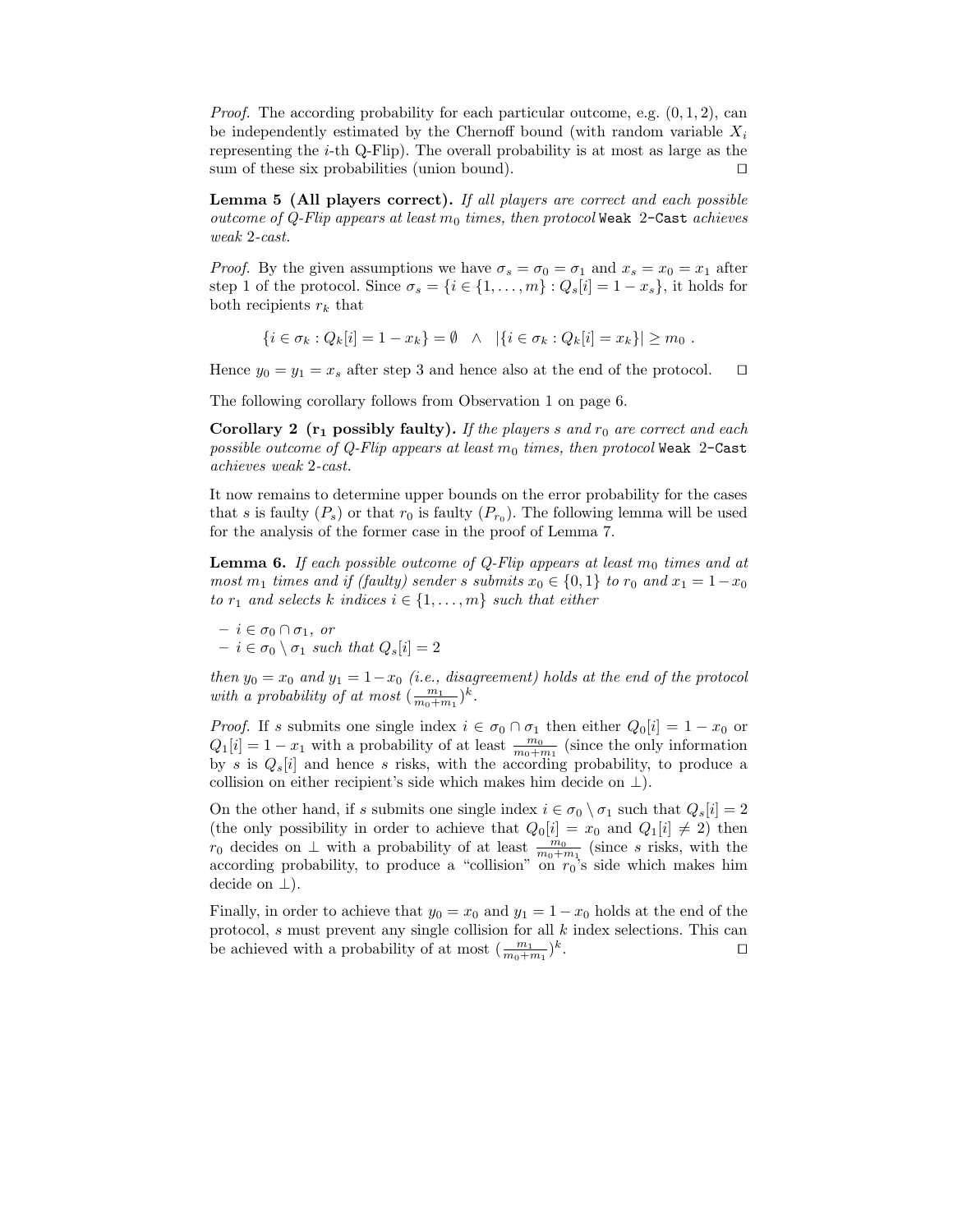*Proof.* The according probability for each particular outcome, e.g. $(0, 1, 2)$, can be independently estimated by the Chernoff bound (with random variable $X_i$ representing the $i$-th Q-Flip). The overall probability is at most as large as the sum of these six probabilities (union bound). □

**Lemma 5 (All players correct).** *If all players are correct and each possible outcome of Q-Flip appears at least $m_0$ times, then protocol* `Weak 2-Cast` *achieves weak 2-cast.*

*Proof.* By the given assumptions we have $\sigma_s = \sigma_0 = \sigma_1$ and $x_s = x_0 = x_1$ after step 1 of the protocol. Since $\sigma_s = \{i \in \{1, \ldots, m\} : Q_s[i] = 1 - x_s\}$, it holds for both recipients $r_k$ that

$$\{i \in \sigma_k : Q_k[i] = 1 - x_k\} = \emptyset \quad \wedge \quad |\{i \in \sigma_k : Q_k[i] = x_k\}| \geq m_0 \ .$$

Hence $y_0 = y_1 = x_s$ after step 3 and hence also at the end of the protocol. □

The following corollary follows from Observation 1 on page 6.

**Corollary 2 ($\mathbf{r_1}$ possibly faulty).** *If the players $s$ and $r_0$ are correct and each possible outcome of Q-Flip appears at least $m_0$ times, then protocol* `Weak 2-Cast` *achieves weak 2-cast.*

It now remains to determine upper bounds on the error probability for the cases that $s$ is faulty ($P_s$) or that $r_0$ is faulty ($P_{r_0}$). The following lemma will be used for the analysis of the former case in the proof of Lemma 7.

**Lemma 6.** *If each possible outcome of Q-Flip appears at least $m_0$ times and at most $m_1$ times and if (faulty) sender $s$ submits $x_0 \in \{0, 1\}$ to $r_0$ and $x_1 = 1 - x_0$ to $r_1$ and selects $k$ indices $i \in \{1, \ldots, m\}$ such that either*

- *$i \in \sigma_0 \cap \sigma_1$, or*
- *$i \in \sigma_0 \setminus \sigma_1$ such that $Q_s[i] = 2$*

*then $y_0 = x_0$ and $y_1 = 1 - x_0$ (i.e., disagreement) holds at the end of the protocol with a probability of at most $(\frac{m_1}{m_0+m_1})^k$.*

*Proof.* If $s$ submits one single index $i \in \sigma_0 \cap \sigma_1$ then either $Q_0[i] = 1 - x_0$ or $Q_1[i] = 1 - x_1$ with a probability of at least $\frac{m_0}{m_0+m_1}$ (since the only information by $s$ is $Q_s[i]$ and hence $s$ risks, with the according probability, to produce a collision on either recipient's side which makes him decide on $\perp$).

On the other hand, if $s$ submits one single index $i \in \sigma_0 \setminus \sigma_1$ such that $Q_s[i] = 2$ (the only possibility in order to achieve that $Q_0[i] = x_0$ and $Q_1[i] \neq 2$) then $r_0$ decides on $\perp$ with a probability of at least $\frac{m_0}{m_0+m_1}$ (since $s$ risks, with the according probability, to produce a "collision" on $r_0$'s side which makes him decide on $\perp$).

Finally, in order to achieve that $y_0 = x_0$ and $y_1 = 1 - x_0$ holds at the end of the protocol, $s$ must prevent any single collision for all $k$ index selections. This can be achieved with a probability of at most $(\frac{m_1}{m_0+m_1})^k$. □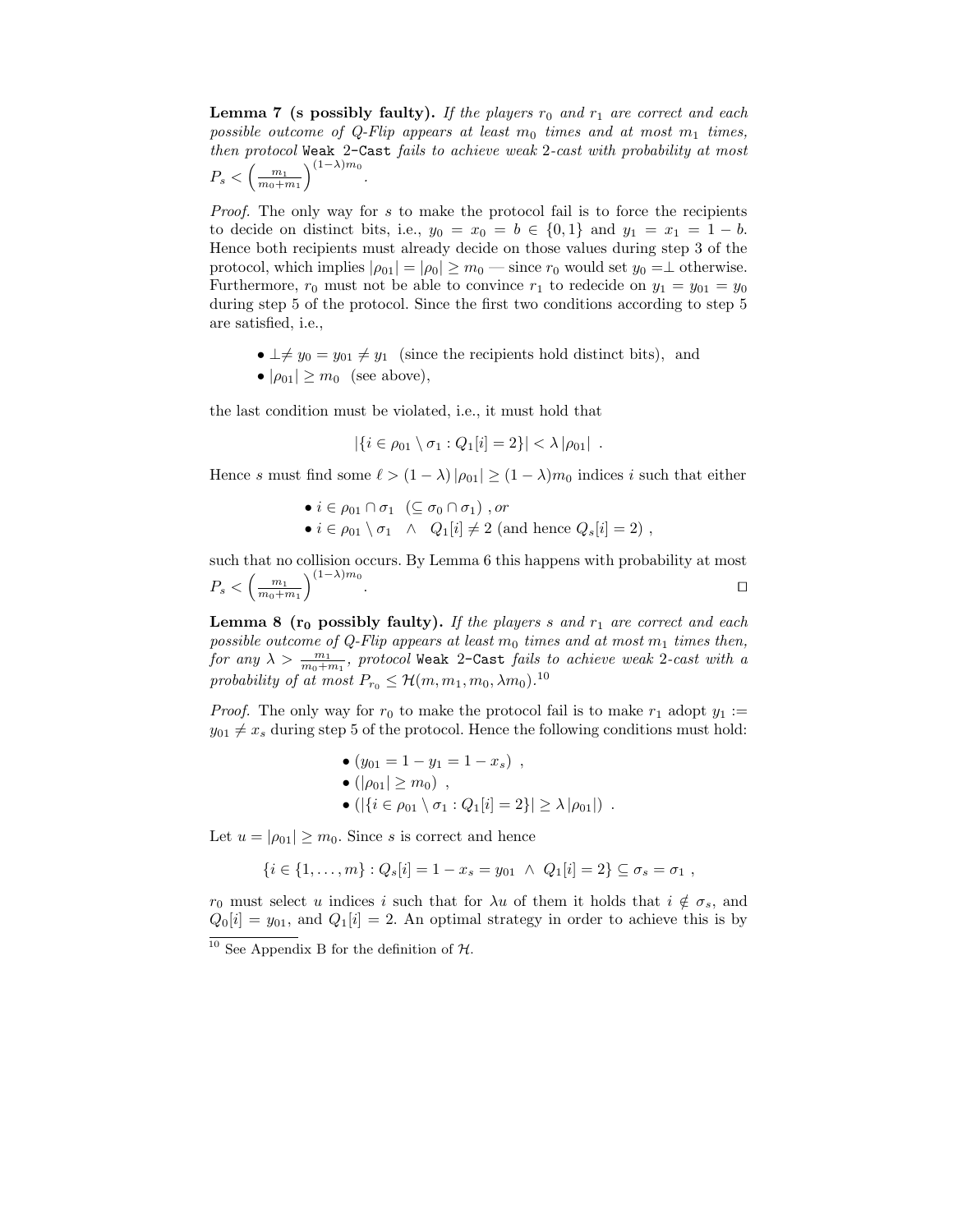**Lemma 7 (s possibly faulty).** *If the players $r_0$ and $r_1$ are correct and each possible outcome of Q-Flip appears at least $m_0$ times and at most $m_1$ times, then protocol* `Weak 2-Cast` *fails to achieve weak 2-cast with probability at most* $P_s < \left(\frac{m_1}{m_0+m_1}\right)^{(1-\lambda)m_0}$.

*Proof.* The only way for $s$ to make the protocol fail is to force the recipients to decide on distinct bits, i.e., $y_0 = x_0 = b \in \{0,1\}$ and $y_1 = x_1 = 1-b$. Hence both recipients must already decide on those values during step 3 of the protocol, which implies $|\rho_{01}| = |\rho_0| \geq m_0$ — since $r_0$ would set $y_0 =\perp$ otherwise. Furthermore, $r_0$ must not be able to convince $r_1$ to redecide on $y_1 = y_{01} = y_0$ during step 5 of the protocol. Since the first two conditions according to step 5 are satisfied, i.e.,

- $\perp \neq y_0 = y_{01} \neq y_1$ (since the recipients hold distinct bits), and
- $|\rho_{01}| \geq m_0$ (see above),

the last condition must be violated, i.e., it must hold that

$$|\{i \in \rho_{01} \setminus \sigma_1 : Q_1[i] = 2\}| < \lambda\,|\rho_{01}| \enspace .$$

Hence $s$ must find some $\ell > (1-\lambda)\,|\rho_{01}| \geq (1-\lambda)m_0$ indices $i$ such that either

- $i \in \rho_{01} \cap \sigma_1$ $(\subseteq \sigma_0 \cap \sigma_1)$ , *or*
- $i \in \rho_{01} \setminus \sigma_1 \quad \wedge \quad Q_1[i] \neq 2$ (and hence $Q_s[i] = 2$) ,

such that no collision occurs. By Lemma 6 this happens with probability at most $P_s < \left(\frac{m_1}{m_0+m_1}\right)^{(1-\lambda)m_0}$. $\square$

**Lemma 8 ($\mathbf{r_0}$ possibly faulty).** *If the players $s$ and $r_1$ are correct and each possible outcome of Q-Flip appears at least $m_0$ times and at most $m_1$ times then, for any $\lambda > \frac{m_1}{m_0+m_1}$, protocol* `Weak 2-Cast` *fails to achieve weak 2-cast with a probability of at most $P_{r_0} \leq \mathcal{H}(m, m_1, m_0, \lambda m_0)$.*[10]

*Proof.* The only way for $r_0$ to make the protocol fail is to make $r_1$ adopt $y_1 := y_{01} \neq x_s$ during step 5 of the protocol. Hence the following conditions must hold:

- $(y_{01} = 1 - y_1 = 1 - x_s)$ ,
- $(|\rho_{01}| \geq m_0)$ ,
- $(|\{i \in \rho_{01} \setminus \sigma_1 : Q_1[i] = 2\}| \geq \lambda\,|\rho_{01}|)$ .

Let $u = |\rho_{01}| \geq m_0$. Since $s$ is correct and hence

$$\{i \in \{1,\ldots,m\} : Q_s[i] = 1 - x_s = y_{01} \;\wedge\; Q_1[i] = 2\} \subseteq \sigma_s = \sigma_1 \enspace ,$$

$r_0$ must select $u$ indices $i$ such that for $\lambda u$ of them it holds that $i \notin \sigma_s$, and $Q_0[i] = y_{01}$, and $Q_1[i] = 2$. An optimal strategy in order to achieve this is by

[10] See Appendix B for the definition of $\mathcal{H}$.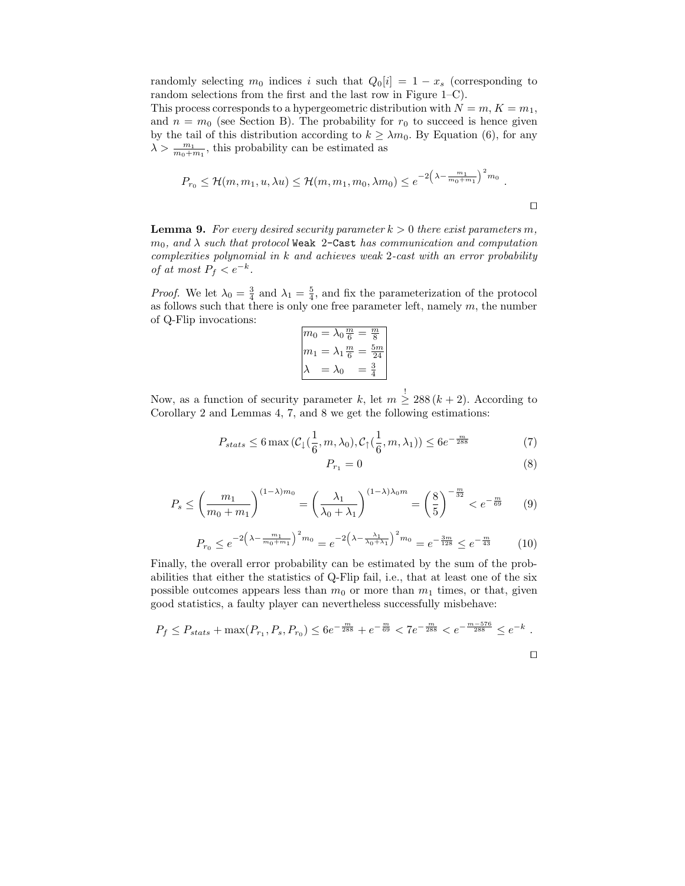randomly selecting $m_0$ indices $i$ such that $Q_0[i] = 1 - x_s$ (corresponding to random selections from the first and the last row in Figure 1–C).
This process corresponds to a hypergeometric distribution with $N = m$, $K = m_1$, and $n = m_0$ (see Section B). The probability for $r_0$ to succeed is hence given by the tail of this distribution according to $k \geq \lambda m_0$. By Equation (6), for any $\lambda > \frac{m_1}{m_0+m_1}$, this probability can be estimated as

$$P_{r_0} \leq \mathcal{H}(m, m_1, u, \lambda u) \leq \mathcal{H}(m, m_1, m_0, \lambda m_0) \leq e^{-2\left(\lambda - \frac{m_1}{m_0+m_1}\right)^2 m_0} .$$

□

**Lemma 9.** *For every desired security parameter $k > 0$ there exist parameters $m$, $m_0$, and $\lambda$ such that protocol* `Weak 2-Cast` *has communication and computation complexities polynomial in $k$ and achieves weak 2-cast with an error probability of at most $P_f < e^{-k}$.*

*Proof.* We let $\lambda_0 = \frac{3}{4}$ and $\lambda_1 = \frac{5}{4}$, and fix the parameterization of the protocol as follows such that there is only one free parameter left, namely $m$, the number of Q-Flip invocations:

$$\boxed{\begin{aligned} m_0 &= \lambda_0 \tfrac{m}{6} = \tfrac{m}{8} \\ m_1 &= \lambda_1 \tfrac{m}{6} = \tfrac{5m}{24} \\ \lambda \ &= \lambda_0 \quad = \tfrac{3}{4} \end{aligned}}$$

Now, as a function of security parameter $k$, let $m \stackrel{!}{\geq} 288\,(k+2)$. According to Corollary 2 and Lemmas 4, 7, and 8 we get the following estimations:

$$P_{stats} \leq 6 \max\left(\mathcal{C}_{\downarrow}(\frac{1}{6}, m, \lambda_0), \mathcal{C}_{\uparrow}(\frac{1}{6}, m, \lambda_1)\right) \leq 6e^{-\frac{m}{288}} \tag{7}$$

$$P_{r_1} = 0 \tag{8}$$

$$P_s \leq \left(\frac{m_1}{m_0 + m_1}\right)^{(1-\lambda)m_0} = \left(\frac{\lambda_1}{\lambda_0 + \lambda_1}\right)^{(1-\lambda)\lambda_0 m} = \left(\frac{8}{5}\right)^{-\frac{m}{32}} < e^{-\frac{m}{69}} \tag{9}$$

$$P_{r_0} \leq e^{-2\left(\lambda - \frac{m_1}{m_0+m_1}\right)^2 m_0} = e^{-2\left(\lambda - \frac{\lambda_1}{\lambda_0+\lambda_1}\right)^2 m_0} = e^{-\frac{3m}{128}} \leq e^{-\frac{m}{43}} \tag{10}$$

Finally, the overall error probability can be estimated by the sum of the probabilities that either the statistics of Q-Flip fail, i.e., that at least one of the six possible outcomes appears less than $m_0$ or more than $m_1$ times, or that, given good statistics, a faulty player can nevertheless successfully misbehave:

$$P_f \leq P_{stats} + \max(P_{r_1}, P_s, P_{r_0}) \leq 6e^{-\frac{m}{288}} + e^{-\frac{m}{69}} < 7e^{-\frac{m}{288}} < e^{-\frac{m-576}{288}} \leq e^{-k} .$$

□